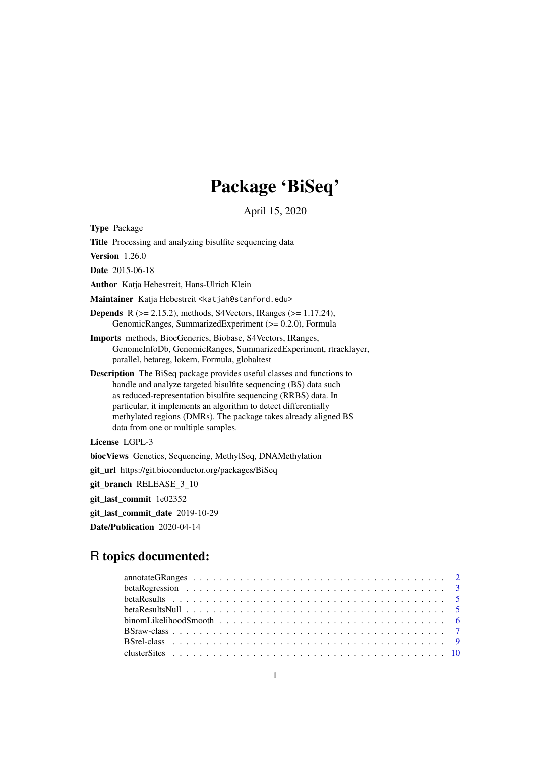# Package 'BiSeq'

April 15, 2020

**Type** Package

**Title** Processing and analyzing bisulfite sequencing data

**Version** 1.26.0

**Date** 2015-06-18

**Author** Katja Hebestreit, Hans-Ulrich Klein

**Maintainer** Katja Hebestreit <katjah@stanford.edu>

**Depends** R (>= 2.15.2), methods, S4Vectors, IRanges (>= 1.17.24), GenomicRanges, SummarizedExperiment (>= 0.2.0), Formula

**Imports** methods, BiocGenerics, Biobase, S4Vectors, IRanges, GenomeInfoDb, GenomicRanges, SummarizedExperiment, rtracklayer, parallel, betareg, lokern, Formula, globaltest

**Description** The BiSeq package provides useful classes and functions to handle and analyze targeted bisulfite sequencing (BS) data such as reduced-representation bisulfite sequencing (RRBS) data. In particular, it implements an algorithm to detect differentially methylated regions (DMRs). The package takes already aligned BS data from one or multiple samples.

**License** LGPL-3

**biocViews** Genetics, Sequencing, MethylSeq, DNAMethylation

**git_url** https://git.bioconductor.org/packages/BiSeq

**git_branch** RELEASE_3_10

**git_last_commit** 1e02352

**git_last_commit_date** 2019-10-29

**Date/Publication** 2020-04-14

## R topics documented:

annotateGRanges . . . . . . . . . . . . . . . . . . . . . . . . . . . . . . . . . . . . . . . 2
betaRegression . . . . . . . . . . . . . . . . . . . . . . . . . . . . . . . . . . . . . . . . 3
betaResults . . . . . . . . . . . . . . . . . . . . . . . . . . . . . . . . . . . . . . . . . . 5
betaResultsNull . . . . . . . . . . . . . . . . . . . . . . . . . . . . . . . . . . . . . . . . 5
binomLikelihoodSmooth . . . . . . . . . . . . . . . . . . . . . . . . . . . . . . . . . . . 6
BSraw-class . . . . . . . . . . . . . . . . . . . . . . . . . . . . . . . . . . . . . . . . . 7
BSrel-class . . . . . . . . . . . . . . . . . . . . . . . . . . . . . . . . . . . . . . . . . . 9
clusterSites . . . . . . . . . . . . . . . . . . . . . . . . . . . . . . . . . . . . . . . . . . 10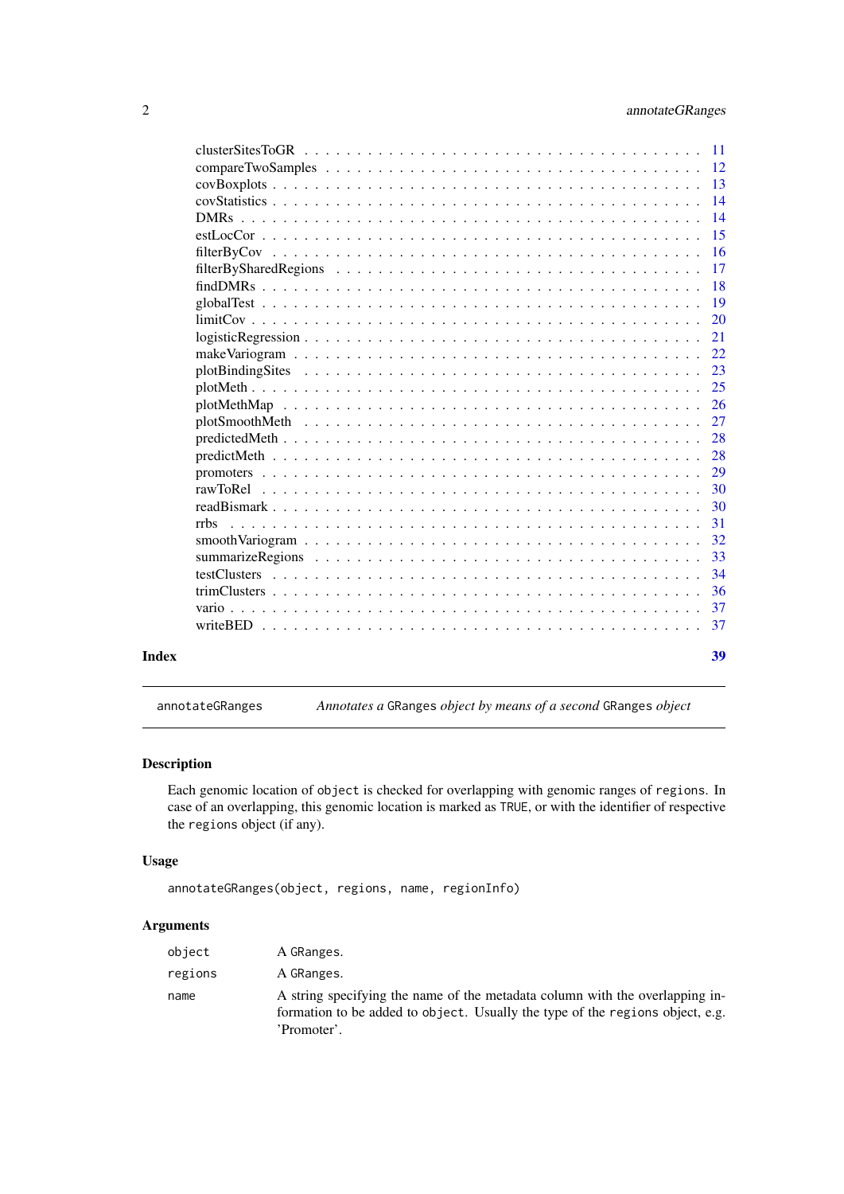| | |
|---|---|
| clusterSitesToGR | 11 |
| compareTwoSamples | 12 |
| covBoxplots | 13 |
| covStatistics | 14 |
| DMRs | 14 |
| estLocCor | 15 |
| filterByCov | 16 |
| filterBySharedRegions | 17 |
| findDMRs | 18 |
| globalTest | 19 |
| limitCov | 20 |
| logisticRegression | 21 |
| makeVariogram | 22 |
| plotBindingSites | 23 |
| plotMeth | 25 |
| plotMethMap | 26 |
| plotSmoothMeth | 27 |
| predictedMeth | 28 |
| predictMeth | 28 |
| promoters | 29 |
| rawToRel | 30 |
| readBismark | 30 |
| rrbs | 31 |
| smoothVariogram | 32 |
| summarizeRegions | 33 |
| testClusters | 34 |
| trimClusters | 36 |
| vario | 37 |
| writeBED | 37 |

**Index** 39

---

## annotateGRanges — *Annotates a* `GRanges` *object by means of a second* `GRanges` *object*

### Description

Each genomic location of `object` is checked for overlapping with genomic ranges of `regions`. In case of an overlapping, this genomic location is marked as `TRUE`, or with the identifier of respective the `regions` object (if any).

### Usage

```
annotateGRanges(object, regions, name, regionInfo)
```

### Arguments

| | |
|---|---|
| `object` | A `GRanges`. |
| `regions` | A `GRanges`. |
| `name` | A string specifying the name of the metadata column with the overlapping information to be added to `object`. Usually the type of the `regions` object, e.g. 'Promoter'. |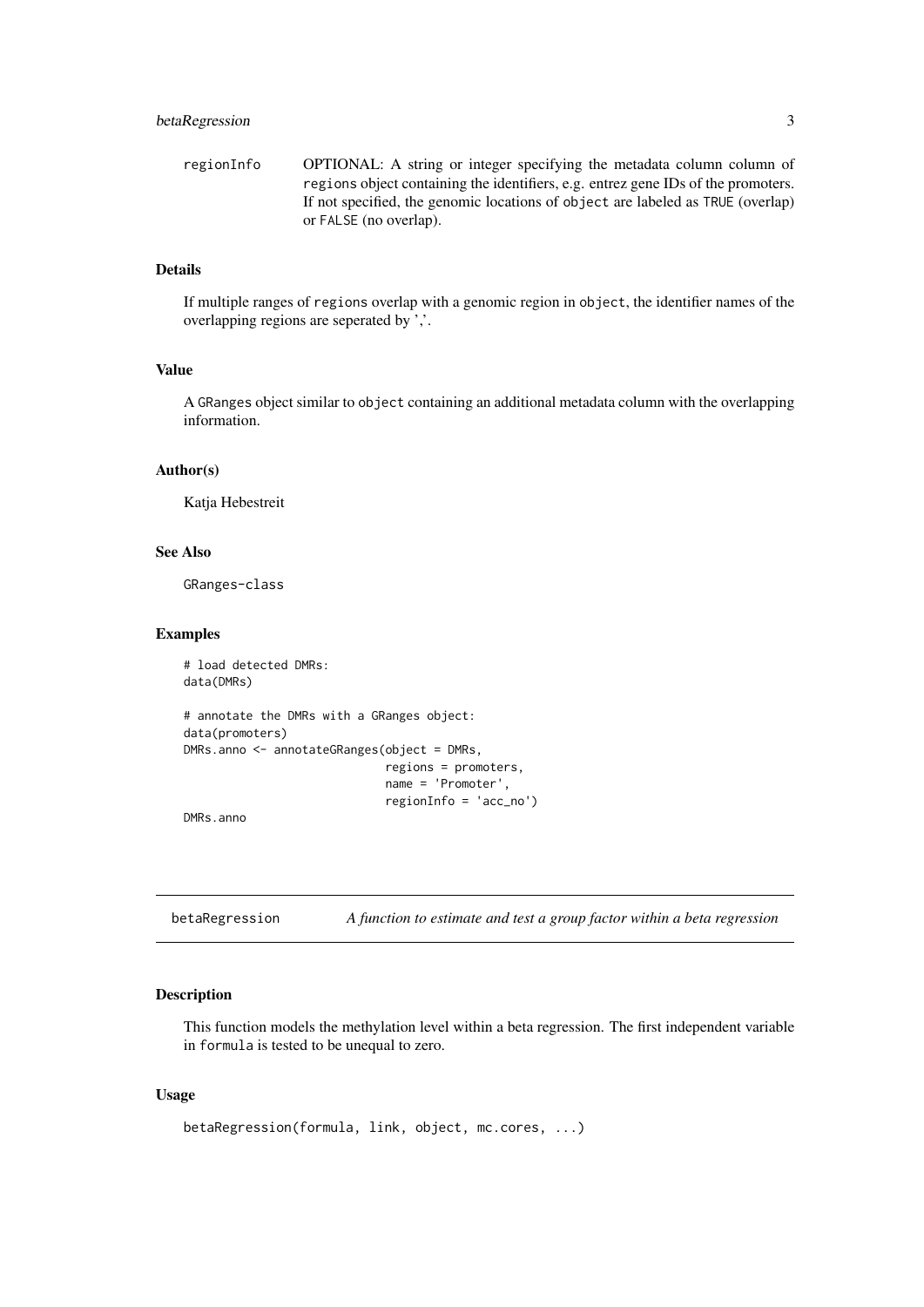regionInfo OPTIONAL: A string or integer specifying the metadata column column of regions object containing the identifiers, e.g. entrez gene IDs of the promoters. If not specified, the genomic locations of object are labeled as TRUE (overlap) or FALSE (no overlap).

### Details

If multiple ranges of regions overlap with a genomic region in object, the identifier names of the overlapping regions are seperated by ','.

### Value

A GRanges object similar to object containing an additional metadata column with the overlapping information.

### Author(s)

Katja Hebestreit

### See Also

GRanges-class

### Examples

```
# load detected DMRs:
data(DMRs)

# annotate the DMRs with a GRanges object:
data(promoters)
DMRs.anno <- annotateGRanges(object = DMRs,
                             regions = promoters,
                             name = 'Promoter',
                             regionInfo = 'acc_no')

DMRs.anno
```

---

## betaRegression *A function to estimate and test a group factor within a beta regression*

### Description

This function models the methylation level within a beta regression. The first independent variable in formula is tested to be unequal to zero.

### Usage

```
betaRegression(formula, link, object, mc.cores, ...)
```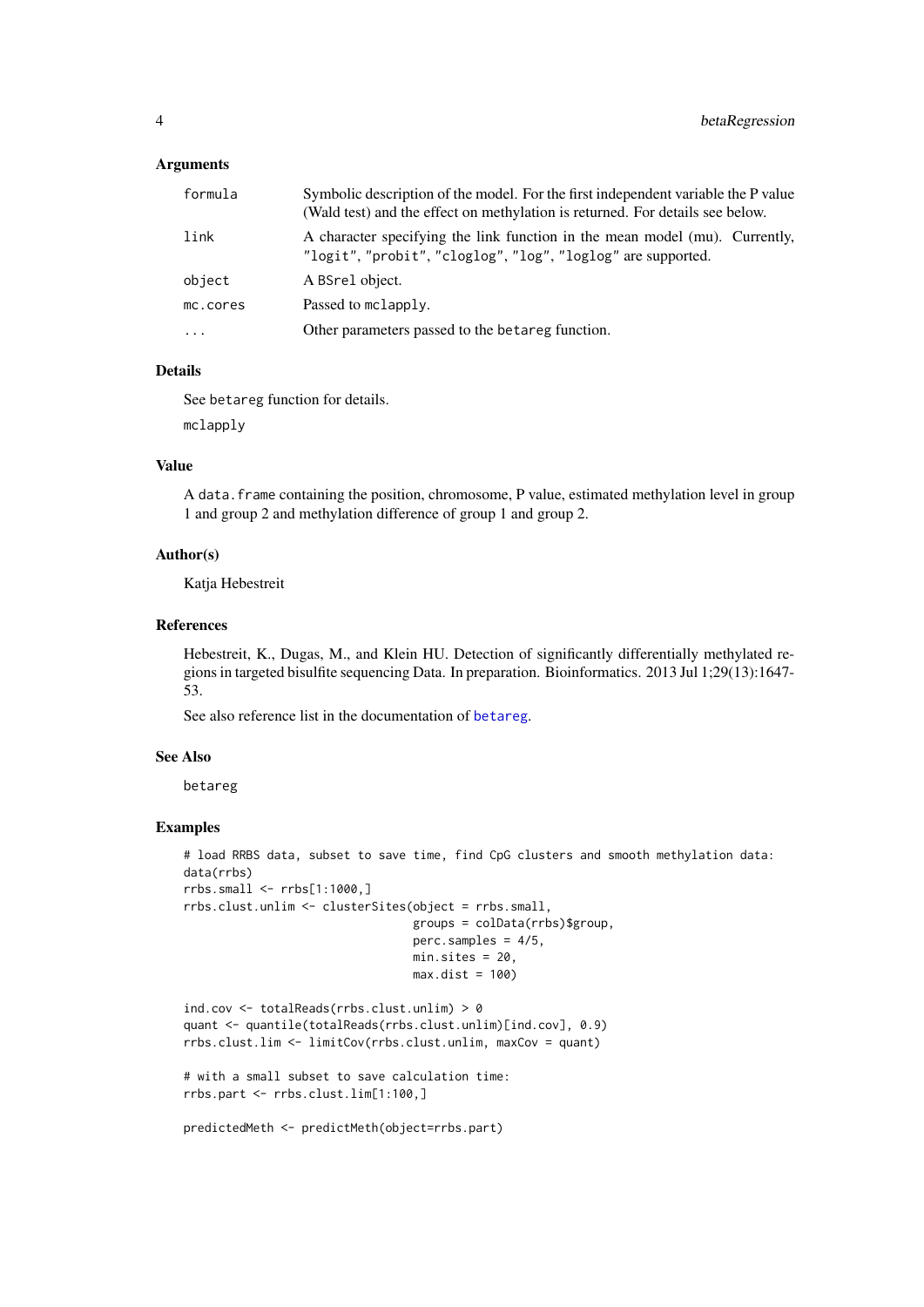### Arguments

| | |
|---|---|
| `formula` | Symbolic description of the model. For the first independent variable the P value (Wald test) and the effect on methylation is returned. For details see below. |
| `link` | A character specifying the link function in the mean model (mu). Currently, "logit", "probit", "cloglog", "log", "loglog" are supported. |
| `object` | A `BSrel` object. |
| `mc.cores` | Passed to `mclapply`. |
| `...` | Other parameters passed to the `betareg` function. |

### Details

See `betareg` function for details.

`mclapply`

### Value

A `data.frame` containing the position, chromosome, P value, estimated methylation level in group 1 and group 2 and methylation difference of group 1 and group 2.

### Author(s)

Katja Hebestreit

### References

Hebestreit, K., Dugas, M., and Klein HU. Detection of significantly differentially methylated regions in targeted bisulfite sequencing Data. In preparation. Bioinformatics. 2013 Jul 1;29(13):1647-53.

See also reference list in the documentation of `betareg`.

### See Also

`betareg`

### Examples

```
# load RRBS data, subset to save time, find CpG clusters and smooth methylation data:
data(rrbs)
rrbs.small <- rrbs[1:1000,]
rrbs.clust.unlim <- clusterSites(object = rrbs.small,
                                 groups = colData(rrbs)$group,
                                 perc.samples = 4/5,
                                 min.sites = 20,
                                 max.dist = 100)

ind.cov <- totalReads(rrbs.clust.unlim) > 0
quant <- quantile(totalReads(rrbs.clust.unlim)[ind.cov], 0.9)
rrbs.clust.lim <- limitCov(rrbs.clust.unlim, maxCov = quant)

# with a small subset to save calculation time:
rrbs.part <- rrbs.clust.lim[1:100,]

predictedMeth <- predictMeth(object=rrbs.part)
```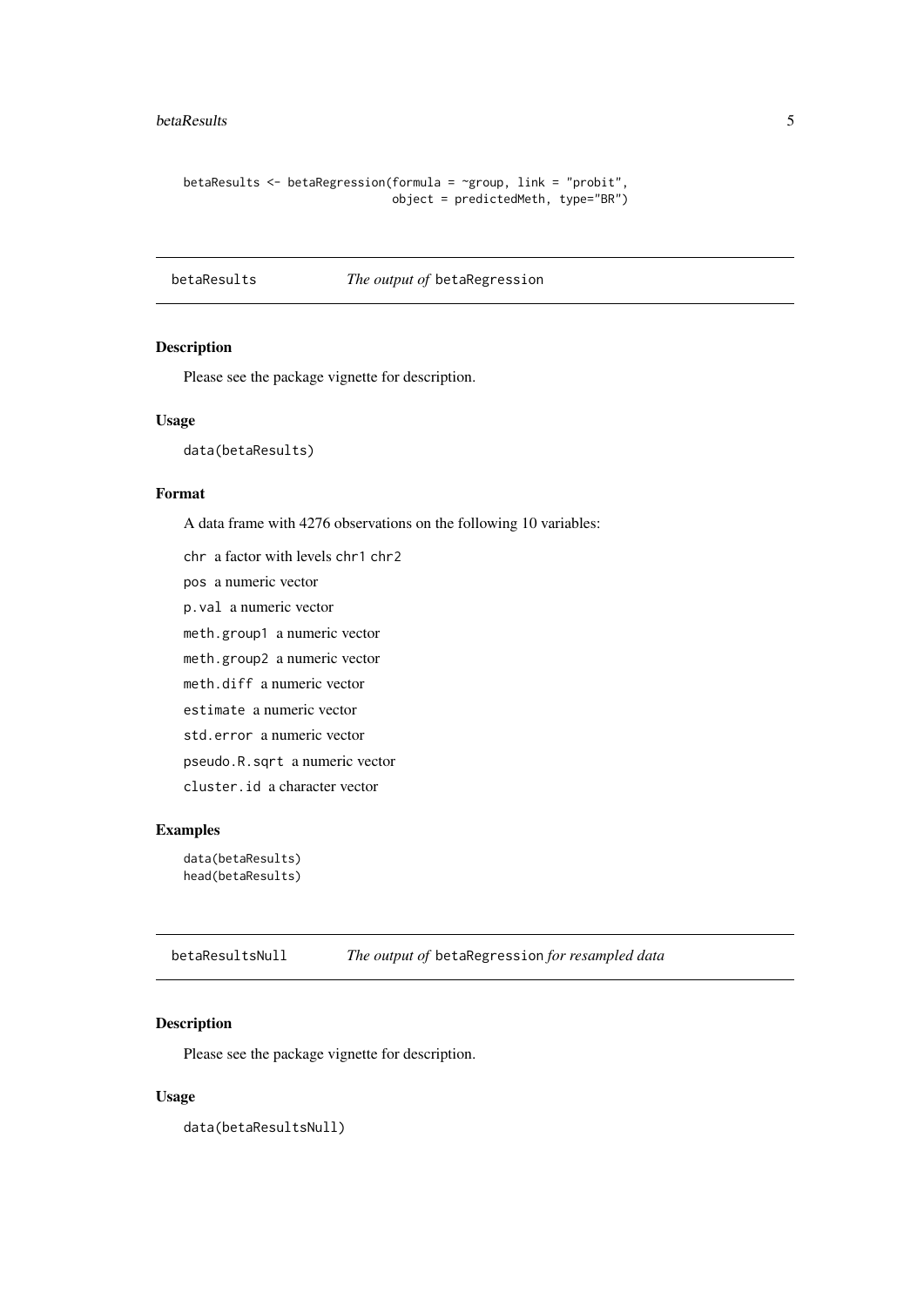```
betaResults <- betaRegression(formula = ~group, link = "probit",
                              object = predictedMeth, type="BR")
```

## betaResults *The output of* betaRegression

### Description

Please see the package vignette for description.

### Usage

```
data(betaResults)
```

### Format

A data frame with 4276 observations on the following 10 variables:

- chr a factor with levels chr1 chr2
- pos a numeric vector
- p.val a numeric vector
- meth.group1 a numeric vector
- meth.group2 a numeric vector
- meth.diff a numeric vector
- estimate a numeric vector
- std.error a numeric vector
- pseudo.R.sqrt a numeric vector
- cluster.id a character vector

### Examples

```
data(betaResults)
head(betaResults)
```

## betaResultsNull *The output of* betaRegression *for resampled data*

### Description

Please see the package vignette for description.

### Usage

```
data(betaResultsNull)
```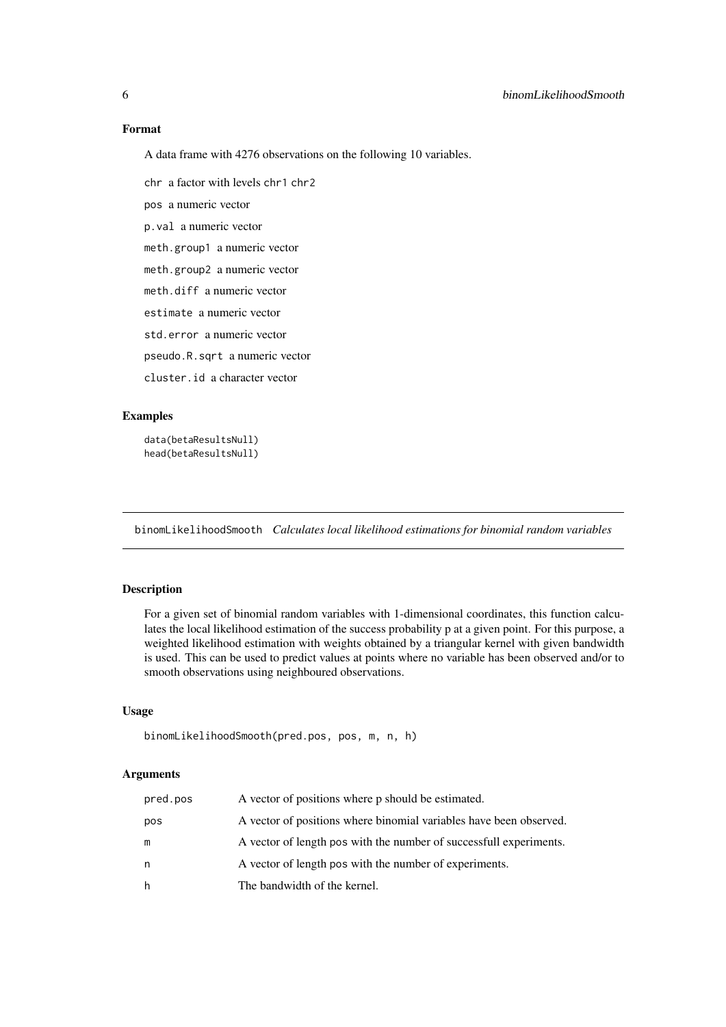### Format

A data frame with 4276 observations on the following 10 variables.

- `chr` a factor with levels `chr1` `chr2`
- `pos` a numeric vector
- `p.val` a numeric vector
- `meth.group1` a numeric vector
- `meth.group2` a numeric vector
- `meth.diff` a numeric vector
- `estimate` a numeric vector
- `std.error` a numeric vector
- `pseudo.R.sqrt` a numeric vector
- `cluster.id` a character vector

### Examples

```
data(betaResultsNull)
head(betaResultsNull)
```

---

## binomLikelihoodSmooth *Calculates local likelihood estimations for binomial random variables*

---

### Description

For a given set of binomial random variables with 1-dimensional coordinates, this function calculates the local likelihood estimation of the success probability p at a given point. For this purpose, a weighted likelihood estimation with weights obtained by a triangular kernel with given bandwidth is used. This can be used to predict values at points where no variable has been observed and/or to smooth observations using neighboured observations.

### Usage

```
binomLikelihoodSmooth(pred.pos, pos, m, n, h)
```

### Arguments

| | |
|---|---|
| `pred.pos` | A vector of positions where p should be estimated. |
| `pos` | A vector of positions where binomial variables have been observed. |
| `m` | A vector of length `pos` with the number of successfull experiments. |
| `n` | A vector of length `pos` with the number of experiments. |
| `h` | The bandwidth of the kernel. |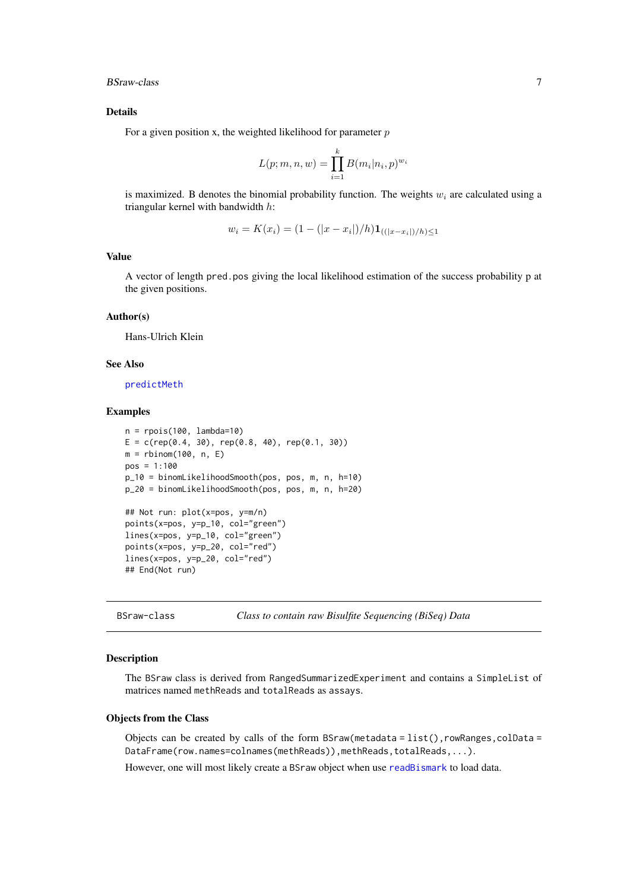## Details

For a given position x, the weighted likelihood for parameter $p$

$$L(p; m, n, w) = \prod_{i=1}^{k} B(m_i | n_i, p)^{w_i}$$

is maximized. B denotes the binomial probability function. The weights $w_i$ are calculated using a triangular kernel with bandwidth $h$:

$$w_i = K(x_i) = (1 - (|x - x_i|)/h)\mathbf{1}_{((|x - x_i|)/h) \leq 1}$$

## Value

A vector of length pred.pos giving the local likelihood estimation of the success probability p at the given positions.

## Author(s)

Hans-Ulrich Klein

## See Also

predictMeth

## Examples

```
n = rpois(100, lambda=10)
E = c(rep(0.4, 30), rep(0.8, 40), rep(0.1, 30))
m = rbinom(100, n, E)
pos = 1:100
p_10 = binomLikelihoodSmooth(pos, pos, m, n, h=10)
p_20 = binomLikelihoodSmooth(pos, pos, m, n, h=20)

## Not run: plot(x=pos, y=m/n)
points(x=pos, y=p_10, col="green")
lines(x=pos, y=p_10, col="green")
points(x=pos, y=p_20, col="red")
lines(x=pos, y=p_20, col="red")
## End(Not run)
```

---

# BSraw-class — *Class to contain raw Bisulfite Sequencing (BiSeq) Data*

## Description

The BSraw class is derived from RangedSummarizedExperiment and contains a SimpleList of matrices named methReads and totalReads as assays.

## Objects from the Class

Objects can be created by calls of the form BSraw(metadata = list(),rowRanges,colData = DataFrame(row.names=colnames(methReads)),methReads,totalReads,...).

However, one will most likely create a BSraw object when use readBismark to load data.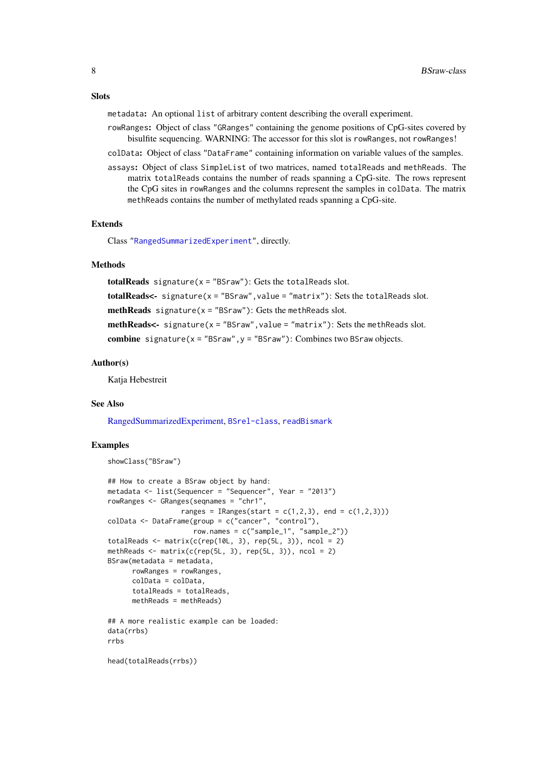## Slots

`metadata`: An optional `list` of arbitrary content describing the overall experiment.

`rowRanges`: Object of class `"GRanges"` containing the genome positions of CpG-sites covered by bisulfite sequencing. WARNING: The accessor for this slot is `rowRanges`, not `rowRanges`!

`colData`: Object of class `"DataFrame"` containing information on variable values of the samples.

`assays`: Object of class `SimpleList` of two matrices, named `totalReads` and `methReads`. The matrix `totalReads` contains the number of reads spanning a CpG-site. The rows represent the CpG sites in `rowRanges` and the columns represent the samples in `colData`. The matrix `methReads` contains the number of methylated reads spanning a CpG-site.

## Extends

Class `"RangedSummarizedExperiment"`, directly.

## Methods

**totalReads** `signature(x = "BSraw")`: Gets the `totalReads` slot.

**totalReads<-** `signature(x = "BSraw",value = "matrix")`: Sets the `totalReads` slot.

**methReads** `signature(x = "BSraw")`: Gets the `methReads` slot.

**methReads<-** `signature(x = "BSraw",value = "matrix")`: Sets the `methReads` slot.

**combine** `signature(x = "BSraw",y = "BSraw")`: Combines two `BSraw` objects.

## Author(s)

Katja Hebestreit

## See Also

RangedSummarizedExperiment, `BSrel-class`, `readBismark`

## Examples

```
showClass("BSraw")

## How to create a BSraw object by hand:
metadata <- list(Sequencer = "Sequencer", Year = "2013")
rowRanges <- GRanges(seqnames = "chr1",
                  ranges = IRanges(start = c(1,2,3), end = c(1,2,3)))
colData <- DataFrame(group = c("cancer", "control"),
                     row.names = c("sample_1", "sample_2"))
totalReads <- matrix(c(rep(10L, 3), rep(5L, 3)), ncol = 2)
methReads <- matrix(c(rep(5L, 3), rep(5L, 3)), ncol = 2)
BSraw(metadata = metadata,
      rowRanges = rowRanges,
      colData = colData,
      totalReads = totalReads,
      methReads = methReads)

## A more realistic example can be loaded:
data(rrbs)
rrbs

head(totalReads(rrbs))
```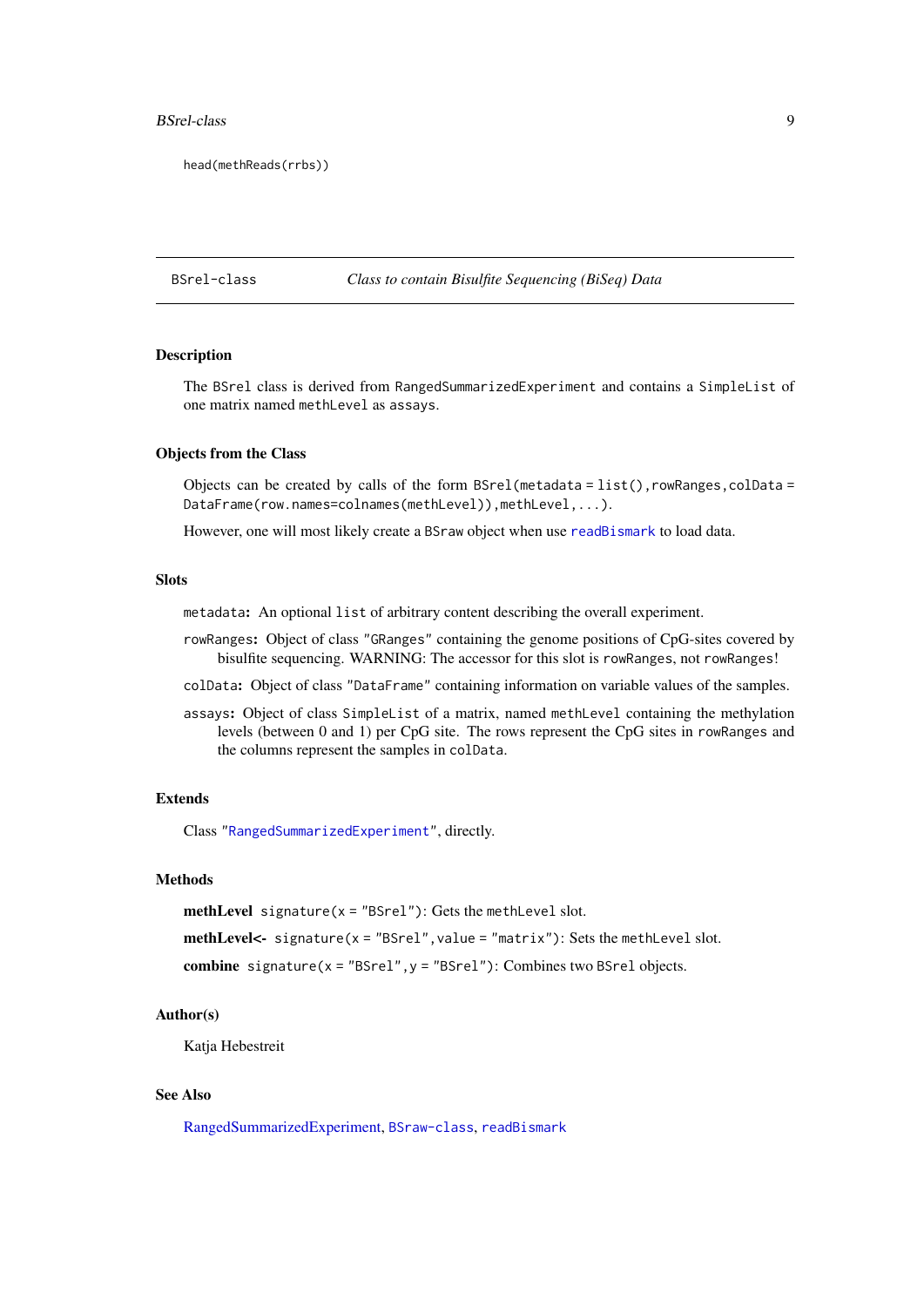```
head(methReads(rrbs))
```

---

BSrel-class — *Class to contain Bisulfite Sequencing (BiSeq) Data*

---

### Description

The `BSrel` class is derived from `RangedSummarizedExperiment` and contains a `SimpleList` of one matrix named `methLevel` as `assays`.

### Objects from the Class

Objects can be created by calls of the form `BSrel(metadata = list(),rowRanges,colData = DataFrame(row.names=colnames(methLevel)),methLevel,...)`.

However, one will most likely create a `BSraw` object when use `readBismark` to load data.

### Slots

`metadata`: An optional `list` of arbitrary content describing the overall experiment.

`rowRanges`: Object of class `"GRanges"` containing the genome positions of CpG-sites covered by bisulfite sequencing. WARNING: The accessor for this slot is `rowRanges`, not `rowRanges`!

`colData`: Object of class `"DataFrame"` containing information on variable values of the samples.

`assays`: Object of class `SimpleList` of a matrix, named `methLevel` containing the methylation levels (between 0 and 1) per CpG site. The rows represent the CpG sites in `rowRanges` and the columns represent the samples in `colData`.

### Extends

Class `"RangedSummarizedExperiment"`, directly.

### Methods

**methLevel** `signature(x = "BSrel")`: Gets the `methLevel` slot.

**methLevel<-** `signature(x = "BSrel",value = "matrix")`: Sets the `methLevel` slot.

**combine** `signature(x = "BSrel",y = "BSrel")`: Combines two `BSrel` objects.

### Author(s)

Katja Hebestreit

### See Also

RangedSummarizedExperiment, `BSraw-class`, `readBismark`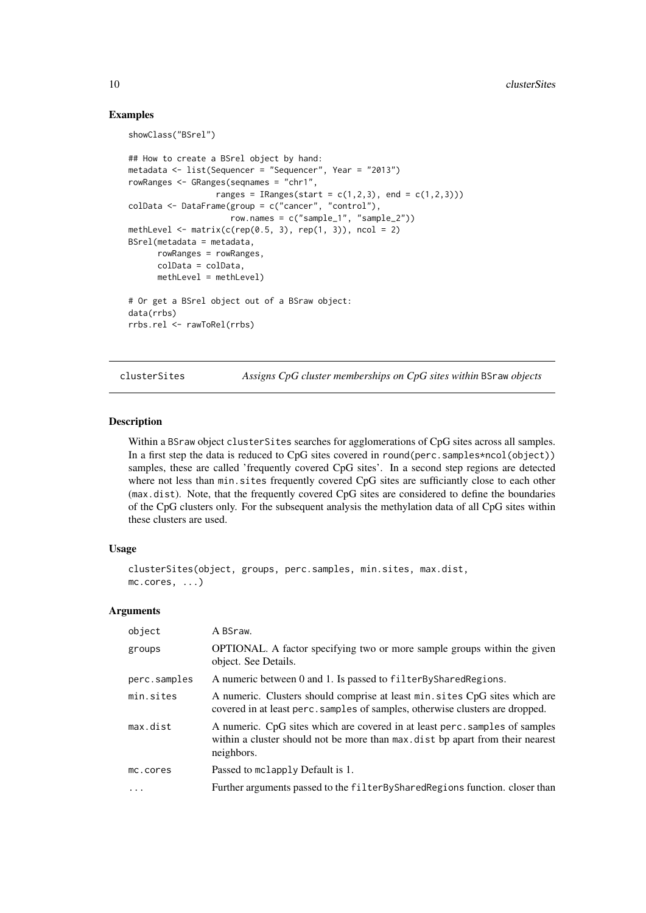### Examples

```
showClass("BSrel")

## How to create a BSrel object by hand:
metadata <- list(Sequencer = "Sequencer", Year = "2013")
rowRanges <- GRanges(seqnames = "chr1",
                ranges = IRanges(start = c(1,2,3), end = c(1,2,3)))
colData <- DataFrame(group = c("cancer", "control"),
                    row.names = c("sample_1", "sample_2"))
methLevel <- matrix(c(rep(0.5, 3), rep(1, 3)), ncol = 2)
BSrel(metadata = metadata,
      rowRanges = rowRanges,
      colData = colData,
      methLevel = methLevel)

# Or get a BSrel object out of a BSraw object:
data(rrbs)
rrbs.rel <- rawToRel(rrbs)
```

---

## clusterSites — *Assigns CpG cluster memberships on CpG sites within* BSraw *objects*

### Description

Within a BSraw object clusterSites searches for agglomerations of CpG sites across all samples. In a first step the data is reduced to CpG sites covered in round(perc.samples*ncol(object)) samples, these are called 'frequently covered CpG sites'. In a second step regions are detected where not less than min.sites frequently covered CpG sites are sufficiantly close to each other (max.dist). Note, that the frequently covered CpG sites are considered to define the boundaries of the CpG clusters only. For the subsequent analysis the methylation data of all CpG sites within these clusters are used.

### Usage

```
clusterSites(object, groups, perc.samples, min.sites, max.dist,
mc.cores, ...)
```

### Arguments

| | |
|---|---|
| object | A BSraw. |
| groups | OPTIONAL. A factor specifying two or more sample groups within the given object. See Details. |
| perc.samples | A numeric between 0 and 1. Is passed to filterBySharedRegions. |
| min.sites | A numeric. Clusters should comprise at least min.sites CpG sites which are covered in at least perc.samples of samples, otherwise clusters are dropped. |
| max.dist | A numeric. CpG sites which are covered in at least perc.samples of samples within a cluster should not be more than max.dist bp apart from their nearest neighbors. |
| mc.cores | Passed to mclapply Default is 1. |
| ... | Further arguments passed to the filterBySharedRegions function. closer than |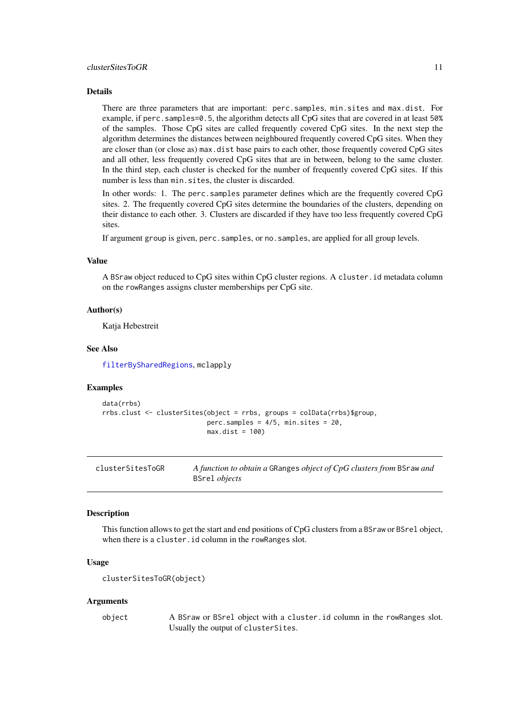### Details

There are three parameters that are important: `perc.samples`, `min.sites` and `max.dist`. For example, if `perc.samples=0.5`, the algorithm detects all CpG sites that are covered in at least `50%` of the samples. Those CpG sites are called frequently covered CpG sites. In the next step the algorithm determines the distances between neighboured frequently covered CpG sites. When they are closer than (or close as) `max.dist` base pairs to each other, those frequently covered CpG sites and all other, less frequently covered CpG sites that are in between, belong to the same cluster. In the third step, each cluster is checked for the number of frequently covered CpG sites. If this number is less than `min.sites`, the cluster is discarded.

In other words: 1. The `perc.samples` parameter defines which are the frequently covered CpG sites. 2. The frequently covered CpG sites determine the boundaries of the clusters, depending on their distance to each other. 3. Clusters are discarded if they have too less frequently covered CpG sites.

If argument `group` is given, `perc.samples`, or `no.samples`, are applied for all group levels.

### Value

A `BSraw` object reduced to CpG sites within CpG cluster regions. A `cluster.id` metadata column on the `rowRanges` assigns cluster memberships per CpG site.

### Author(s)

Katja Hebestreit

### See Also

`filterBySharedRegions`, `mclapply`

### Examples

```
data(rrbs)
rrbs.clust <- clusterSites(object = rrbs, groups = colData(rrbs)$group,
                           perc.samples = 4/5, min.sites = 20,
                           max.dist = 100)
```

---

## clusterSitesToGR — *A function to obtain a `GRanges` object of CpG clusters from `BSraw` and `BSrel` objects*

### Description

This function allows to get the start and end positions of CpG clusters from a `BSraw` or `BSrel` object, when there is a `cluster.id` column in the `rowRanges` slot.

### Usage

```
clusterSitesToGR(object)
```

### Arguments

| | |
|---|---|
| `object` | A `BSraw` or `BSrel` object with a `cluster.id` column in the `rowRanges` slot. Usually the output of `clusterSites`. |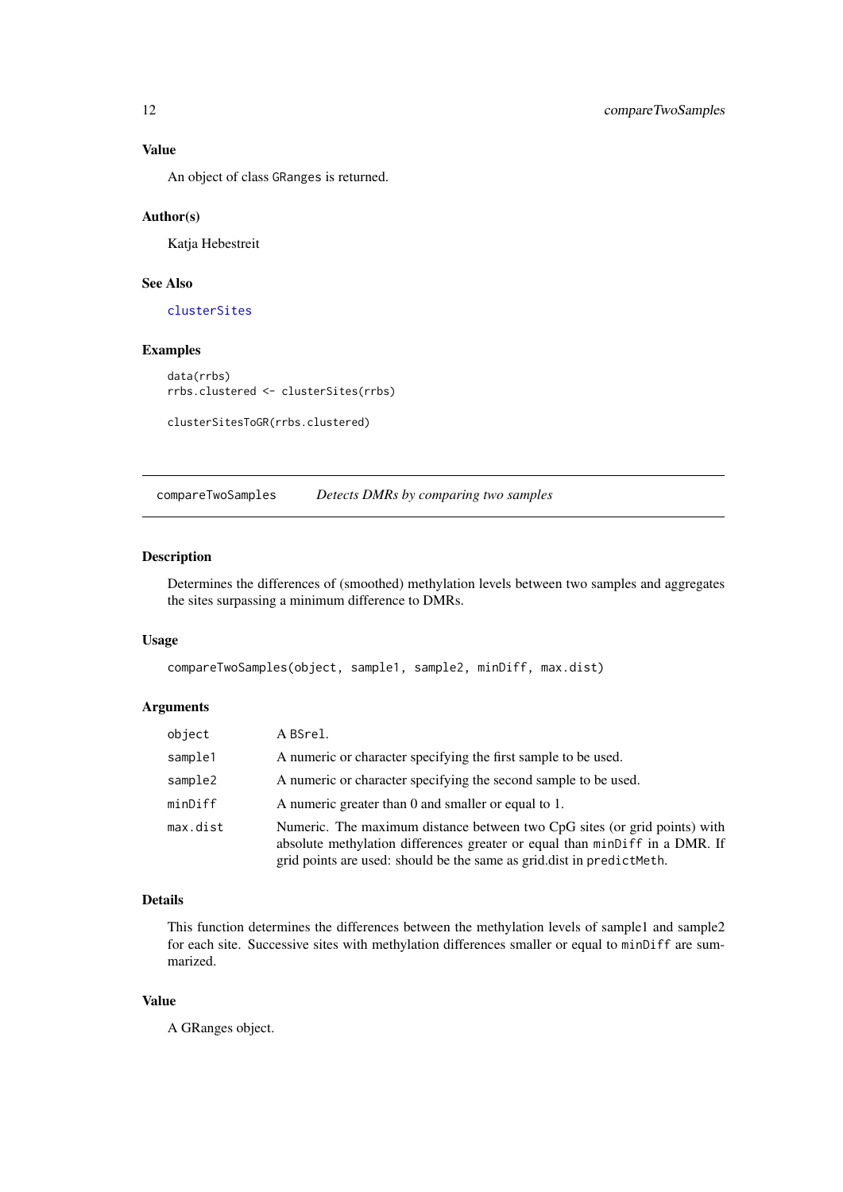### Value

An object of class GRanges is returned.

### Author(s)

Katja Hebestreit

### See Also

clusterSites

### Examples

```
data(rrbs)
rrbs.clustered <- clusterSites(rrbs)

clusterSitesToGR(rrbs.clustered)
```

---

## compareTwoSamples *Detects DMRs by comparing two samples*

---

### Description

Determines the differences of (smoothed) methylation levels between two samples and aggregates the sites surpassing a minimum difference to DMRs.

### Usage

```
compareTwoSamples(object, sample1, sample2, minDiff, max.dist)
```

### Arguments

| | |
|---|---|
| object | A BSrel. |
| sample1 | A numeric or character specifying the first sample to be used. |
| sample2 | A numeric or character specifying the second sample to be used. |
| minDiff | A numeric greater than 0 and smaller or equal to 1. |
| max.dist | Numeric. The maximum distance between two CpG sites (or grid points) with absolute methylation differences greater or equal than minDiff in a DMR. If grid points are used: should be the same as grid.dist in predictMeth. |

### Details

This function determines the differences between the methylation levels of sample1 and sample2 for each site. Successive sites with methylation differences smaller or equal to minDiff are summarized.

### Value

A GRanges object.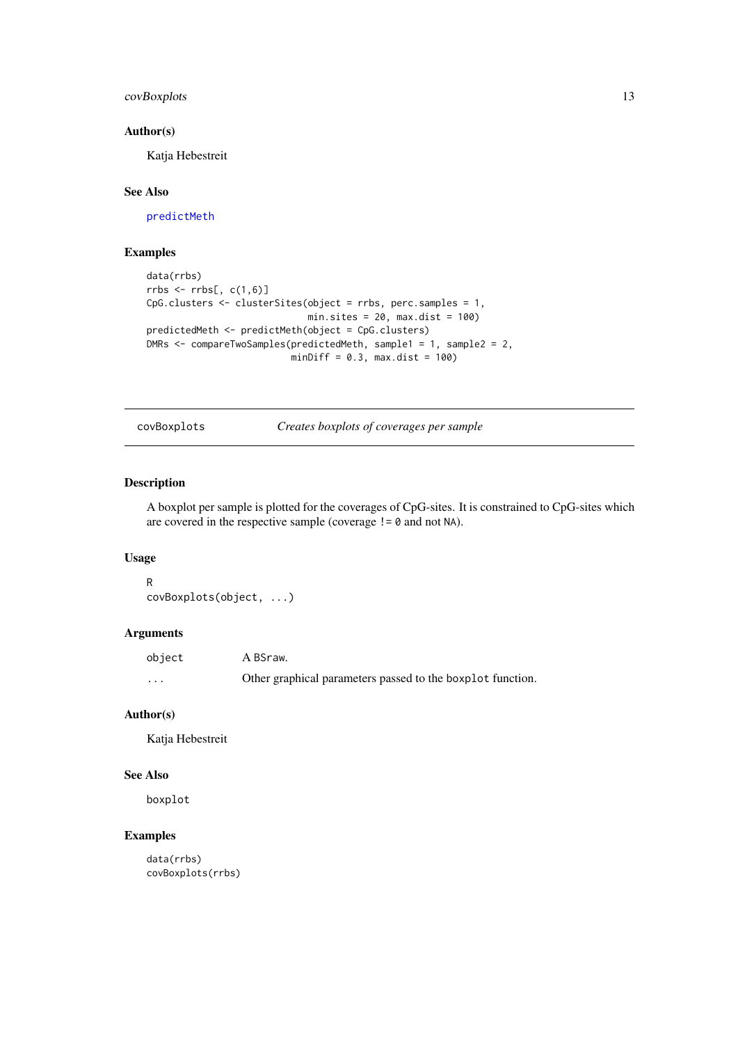### Author(s)

Katja Hebestreit

### See Also

predictMeth

### Examples

```
data(rrbs)
rrbs <- rrbs[, c(1,6)]
CpG.clusters <- clusterSites(object = rrbs, perc.samples = 1,
                             min.sites = 20, max.dist = 100)
predictedMeth <- predictMeth(object = CpG.clusters)
DMRs <- compareTwoSamples(predictedMeth, sample1 = 1, sample2 = 2,
                          minDiff = 0.3, max.dist = 100)
```

---

## covBoxplots — *Creates boxplots of coverages per sample*

---

### Description

A boxplot per sample is plotted for the coverages of CpG-sites. It is constrained to CpG-sites which are covered in the respective sample (coverage `!= 0` and not `NA`).

### Usage

```
R
covBoxplots(object, ...)
```

### Arguments

| | |
|---|---|
| `object` | A `BSraw`. |
| `...` | Other graphical parameters passed to the `boxplot` function. |

### Author(s)

Katja Hebestreit

### See Also

`boxplot`

### Examples

```
data(rrbs)
covBoxplots(rrbs)
```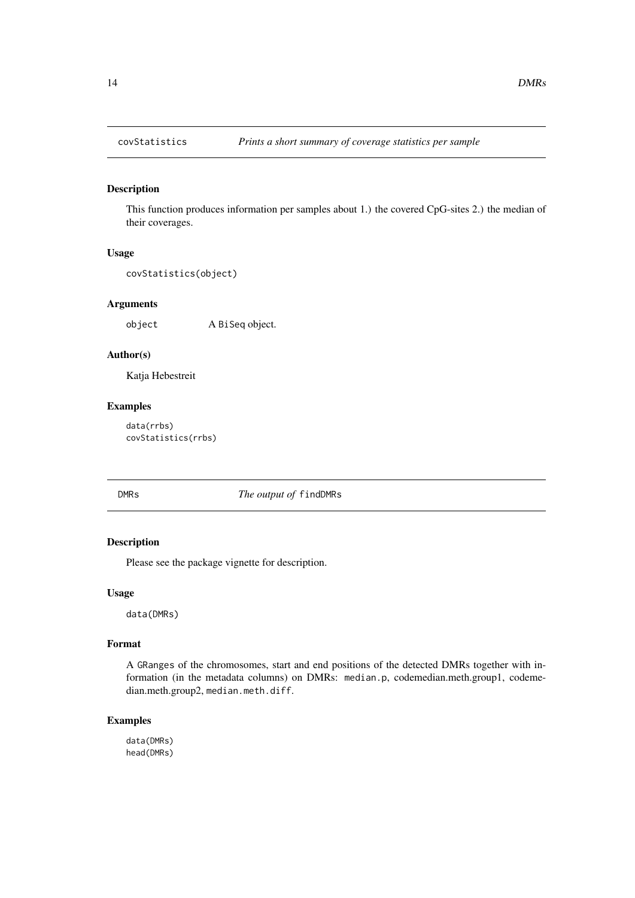## covStatistics *Prints a short summary of coverage statistics per sample*

### Description

This function produces information per samples about 1.) the covered CpG-sites 2.) the median of their coverages.

### Usage

```
covStatistics(object)
```

### Arguments

object A BiSeq object.

### Author(s)

Katja Hebestreit

### Examples

```
data(rrbs)
covStatistics(rrbs)
```

## DMRs *The output of* findDMRs

### Description

Please see the package vignette for description.

### Usage

```
data(DMRs)
```

### Format

A GRanges of the chromosomes, start and end positions of the detected DMRs together with information (in the metadata columns) on DMRs: median.p, codemedian.meth.group1, codemedian.meth.group2, median.meth.diff.

### Examples

```
data(DMRs)
head(DMRs)
```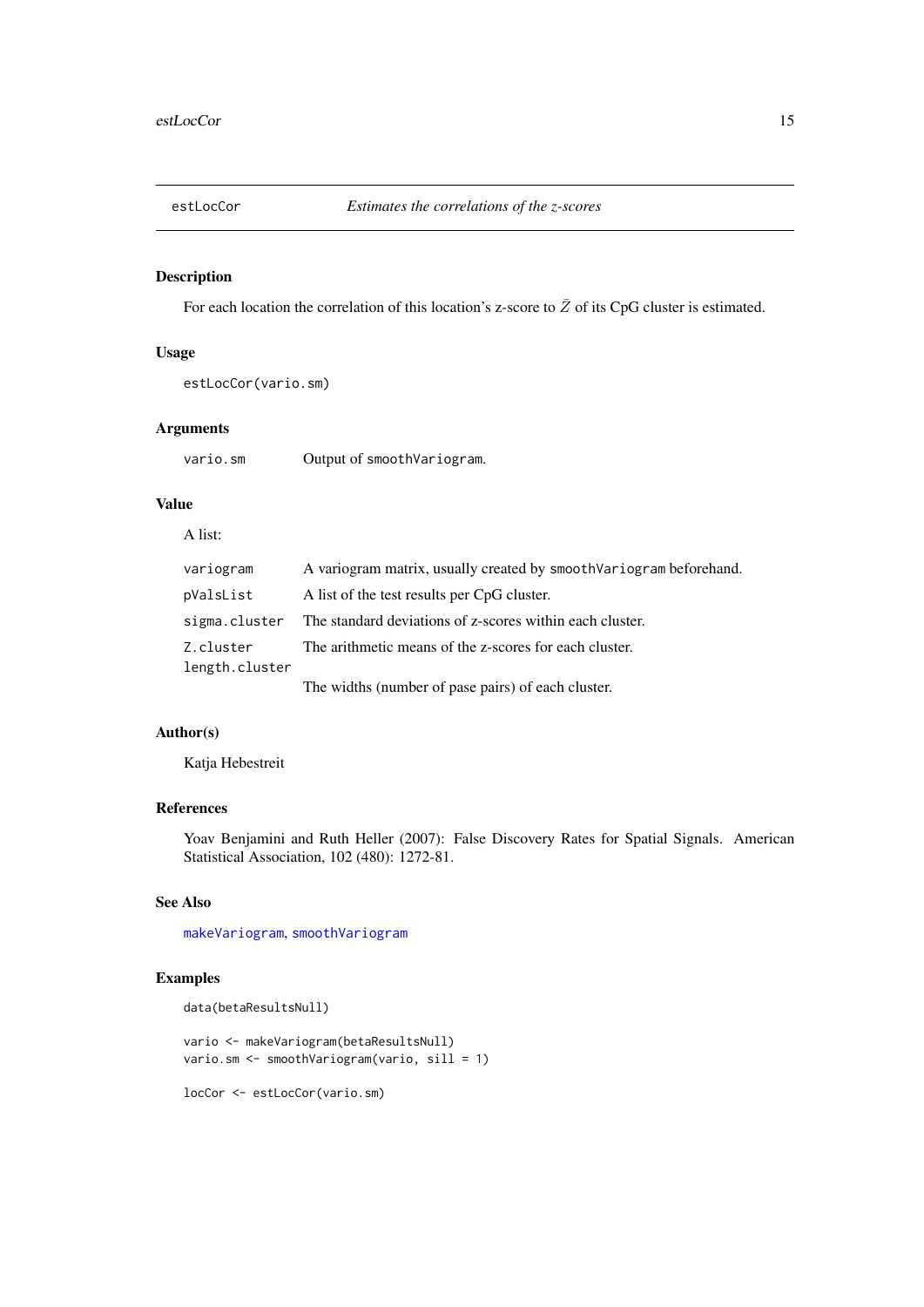# estLocCor — *Estimates the correlations of the z-scores*

## Description

For each location the correlation of this location's z-score to $\bar{Z}$ of its CpG cluster is estimated.

## Usage

```
estLocCor(vario.sm)
```

## Arguments

| | |
|---|---|
| `vario.sm` | Output of `smoothVariogram`. |

## Value

A list:

| | |
|---|---|
| `variogram` | A variogram matrix, usually created by `smoothVariogram` beforehand. |
| `pValsList` | A list of the test results per CpG cluster. |
| `sigma.cluster` | The standard deviations of z-scores within each cluster. |
| `Z.cluster` | The arithmetic means of the z-scores for each cluster. |
| `length.cluster` | The widths (number of pase pairs) of each cluster. |

## Author(s)

Katja Hebestreit

## References

Yoav Benjamini and Ruth Heller (2007): False Discovery Rates for Spatial Signals. American Statistical Association, 102 (480): 1272-81.

## See Also

makeVariogram, smoothVariogram

## Examples

```
data(betaResultsNull)

vario <- makeVariogram(betaResultsNull)
vario.sm <- smoothVariogram(vario, sill = 1)

locCor <- estLocCor(vario.sm)
```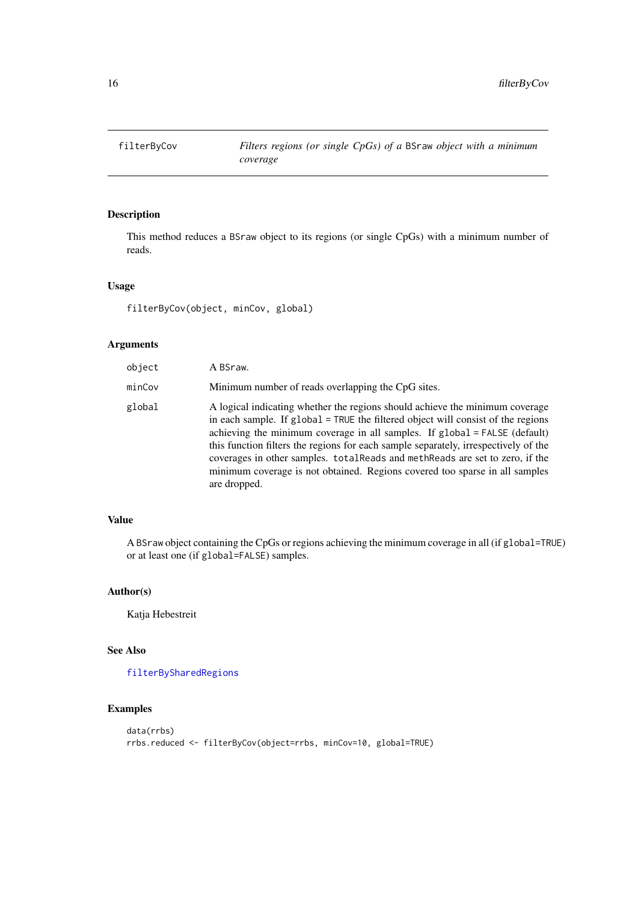# filterByCov

*Filters regions (or single CpGs) of a `BSraw` object with a minimum coverage*

## Description

This method reduces a `BSraw` object to its regions (or single CpGs) with a minimum number of reads.

## Usage

```
filterByCov(object, minCov, global)
```

## Arguments

| | |
|---|---|
| `object` | A `BSraw`. |
| `minCov` | Minimum number of reads overlapping the CpG sites. |
| `global` | A logical indicating whether the regions should achieve the minimum coverage in each sample. If `global = TRUE` the filtered object will consist of the regions achieving the minimum coverage in all samples. If `global = FALSE` (default) this function filters the regions for each sample separately, irrespectively of the coverages in other samples. `totalReads` and `methReads` are set to zero, if the minimum coverage is not obtained. Regions covered too sparse in all samples are dropped. |

## Value

A `BSraw` object containing the CpGs or regions achieving the minimum coverage in all (if `global=TRUE`) or at least one (if `global=FALSE`) samples.

## Author(s)

Katja Hebestreit

## See Also

`filterBySharedRegions`

## Examples

```
data(rrbs)
rrbs.reduced <- filterByCov(object=rrbs, minCov=10, global=TRUE)
```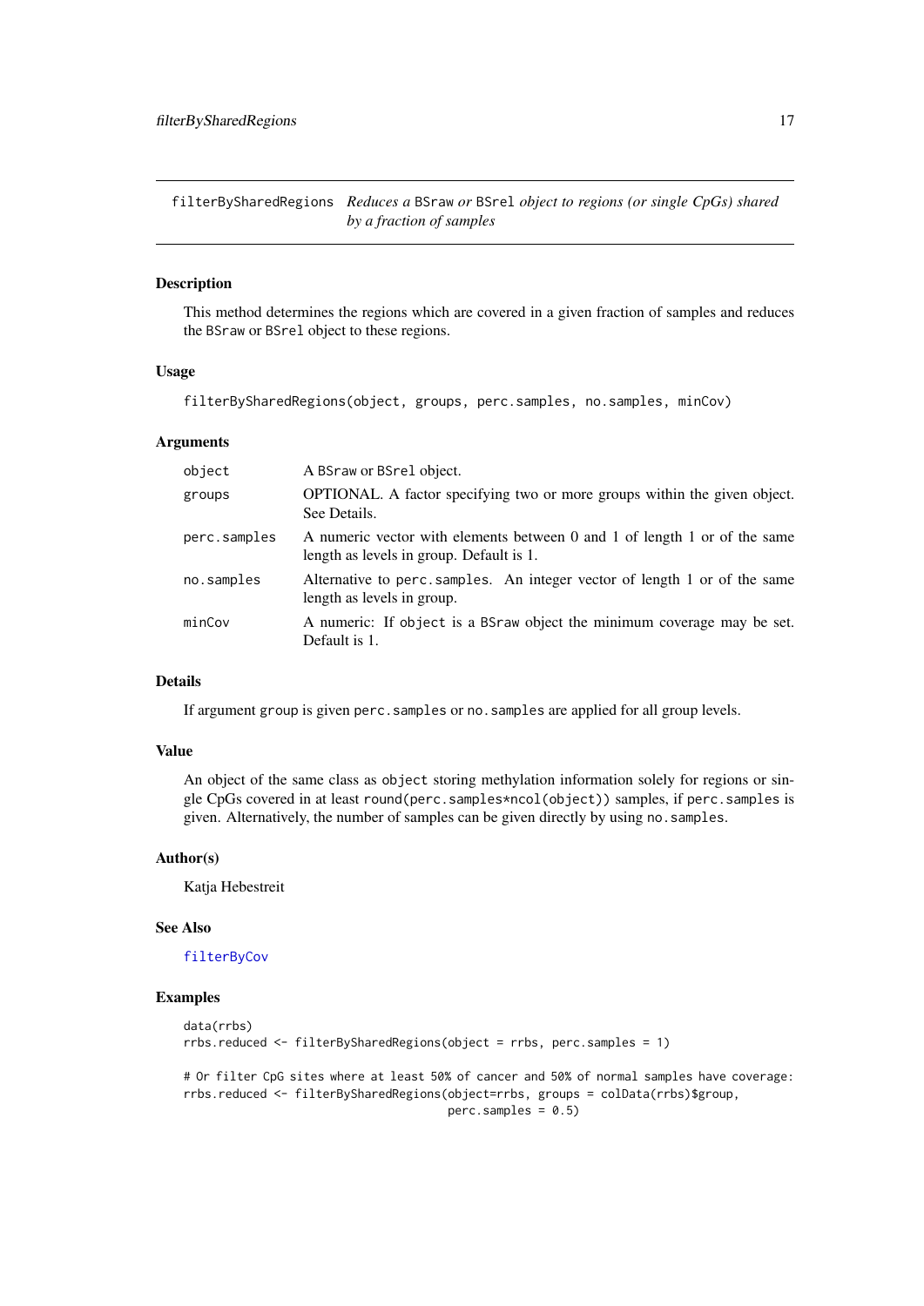`filterBySharedRegions` *Reduces a* `BSraw` *or* `BSrel` *object to regions (or single CpGs) shared by a fraction of samples*

## Description

This method determines the regions which are covered in a given fraction of samples and reduces the `BSraw` or `BSrel` object to these regions.

## Usage

```
filterBySharedRegions(object, groups, perc.samples, no.samples, minCov)
```

## Arguments

| | |
|---|---|
| `object` | A `BSraw` or `BSrel` object. |
| `groups` | OPTIONAL. A factor specifying two or more groups within the given object. See Details. |
| `perc.samples` | A numeric vector with elements between 0 and 1 of length 1 or of the same length as levels in group. Default is 1. |
| `no.samples` | Alternative to `perc.samples`. An integer vector of length 1 or of the same length as levels in group. |
| `minCov` | A numeric: If `object` is a `BSraw` object the minimum coverage may be set. Default is 1. |

## Details

If argument `group` is given `perc.samples` or `no.samples` are applied for all group levels.

## Value

An object of the same class as `object` storing methylation information solely for regions or single CpGs covered in at least `round(perc.samples*ncol(object))` samples, if `perc.samples` is given. Alternatively, the number of samples can be given directly by using `no.samples`.

## Author(s)

Katja Hebestreit

## See Also

`filterByCov`

## Examples

```
data(rrbs)
rrbs.reduced <- filterBySharedRegions(object = rrbs, perc.samples = 1)

# Or filter CpG sites where at least 50% of cancer and 50% of normal samples have coverage:
rrbs.reduced <- filterBySharedRegions(object=rrbs, groups = colData(rrbs)$group,
                                      perc.samples = 0.5)
```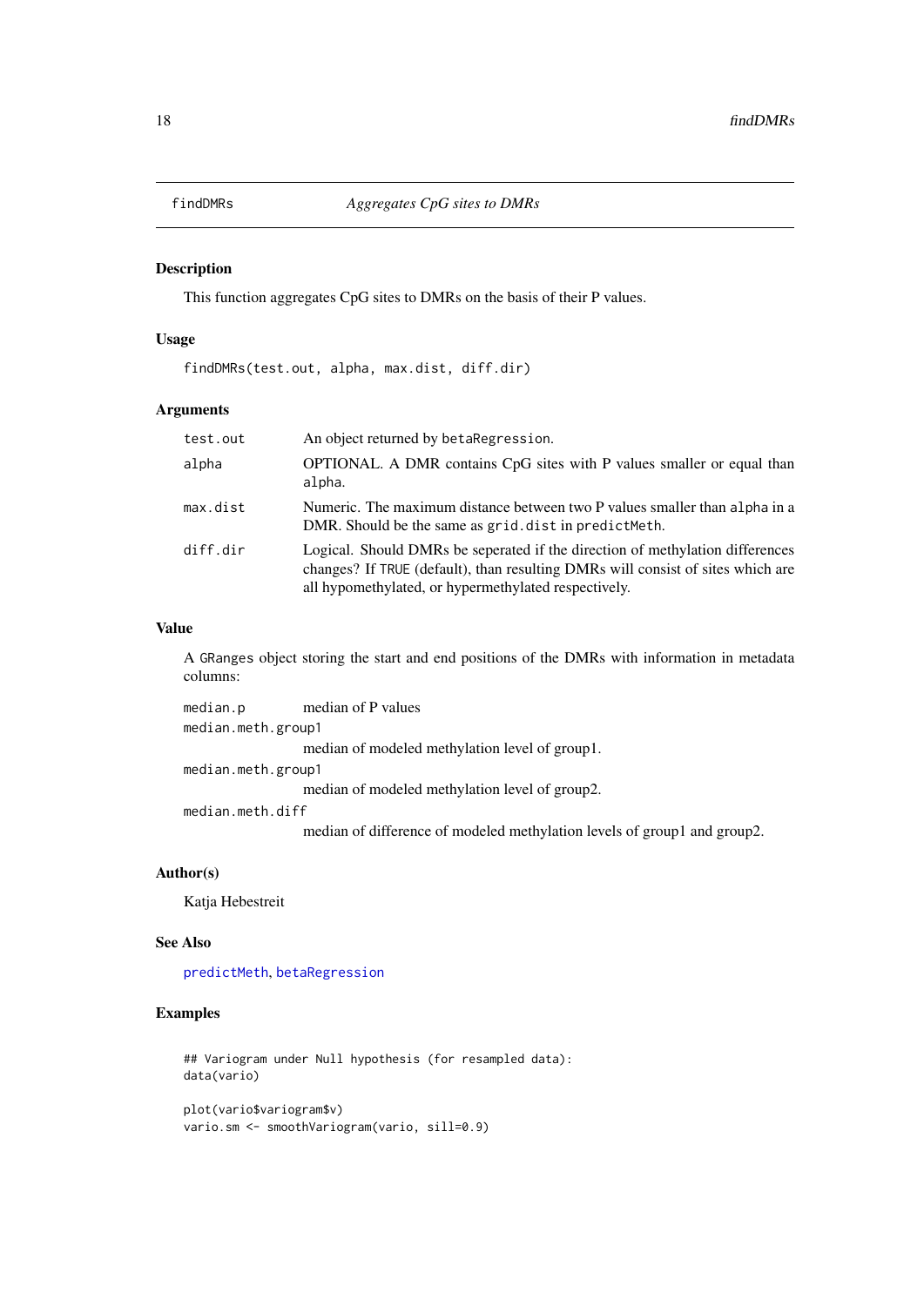`findDMRs` *Aggregates CpG sites to DMRs*

### Description

This function aggregates CpG sites to DMRs on the basis of their P values.

### Usage

```
findDMRs(test.out, alpha, max.dist, diff.dir)
```

### Arguments

| | |
|---|---|
| `test.out` | An object returned by `betaRegression`. |
| `alpha` | OPTIONAL. A DMR contains CpG sites with P values smaller or equal than `alpha`. |
| `max.dist` | Numeric. The maximum distance between two P values smaller than `alpha` in a DMR. Should be the same as `grid.dist` in `predictMeth`. |
| `diff.dir` | Logical. Should DMRs be seperated if the direction of methylation differences changes? If `TRUE` (default), than resulting DMRs will consist of sites which are all hypomethylated, or hypermethylated respectively. |

### Value

A `GRanges` object storing the start and end positions of the DMRs with information in metadata columns:

| | |
|---|---|
| `median.p` | median of P values |
| `median.meth.group1` | median of modeled methylation level of group1. |
| `median.meth.group1` | median of modeled methylation level of group2. |
| `median.meth.diff` | median of difference of modeled methylation levels of group1 and group2. |

### Author(s)

Katja Hebestreit

### See Also

`predictMeth`, `betaRegression`

### Examples

```
## Variogram under Null hypothesis (for resampled data):
data(vario)

plot(vario$variogram$v)
vario.sm <- smoothVariogram(vario, sill=0.9)
```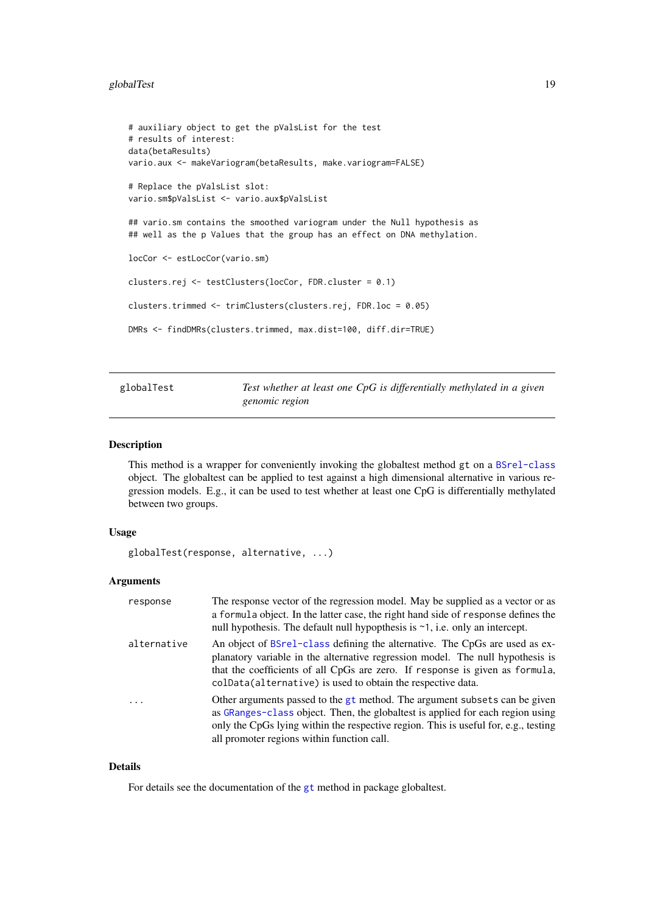```
# auxiliary object to get the pValsList for the test
# results of interest:
data(betaResults)
vario.aux <- makeVariogram(betaResults, make.variogram=FALSE)

# Replace the pValsList slot:
vario.sm$pValsList <- vario.aux$pValsList

## vario.sm contains the smoothed variogram under the Null hypothesis as
## well as the p Values that the group has an effect on DNA methylation.

locCor <- estLocCor(vario.sm)

clusters.rej <- testClusters(locCor, FDR.cluster = 0.1)

clusters.trimmed <- trimClusters(clusters.rej, FDR.loc = 0.05)

DMRs <- findDMRs(clusters.trimmed, max.dist=100, diff.dir=TRUE)
```

---

## globalTest — *Test whether at least one CpG is differentially methylated in a given genomic region*

---

### Description

This method is a wrapper for conveniently invoking the globaltest method `gt` on a `BSrel-class` object. The globaltest can be applied to test against a high dimensional alternative in various regression models. E.g., it can be used to test whether at least one CpG is differentially methylated between two groups.

### Usage

```
globalTest(response, alternative, ...)
```

### Arguments

| | |
|---|---|
| `response` | The response vector of the regression model. May be supplied as a vector or as a `formula` object. In the latter case, the right hand side of `response` defines the null hypothesis. The default null hypopthesis is `~1`, i.e. only an intercept. |
| `alternative` | An object of `BSrel-class` defining the alternative. The CpGs are used as explanatory variable in the alternative regression model. The null hypothesis is that the coefficients of all CpGs are zero. If `response` is given as `formula`, `colData(alternative)` is used to obtain the respective data. |
| `...` | Other arguments passed to the `gt` method. The argument `subsets` can be given as `GRanges-class` object. Then, the globaltest is applied for each region using only the CpGs lying within the respective region. This is useful for, e.g., testing all promoter regions within function call. |

### Details

For details see the documentation of the `gt` method in package globaltest.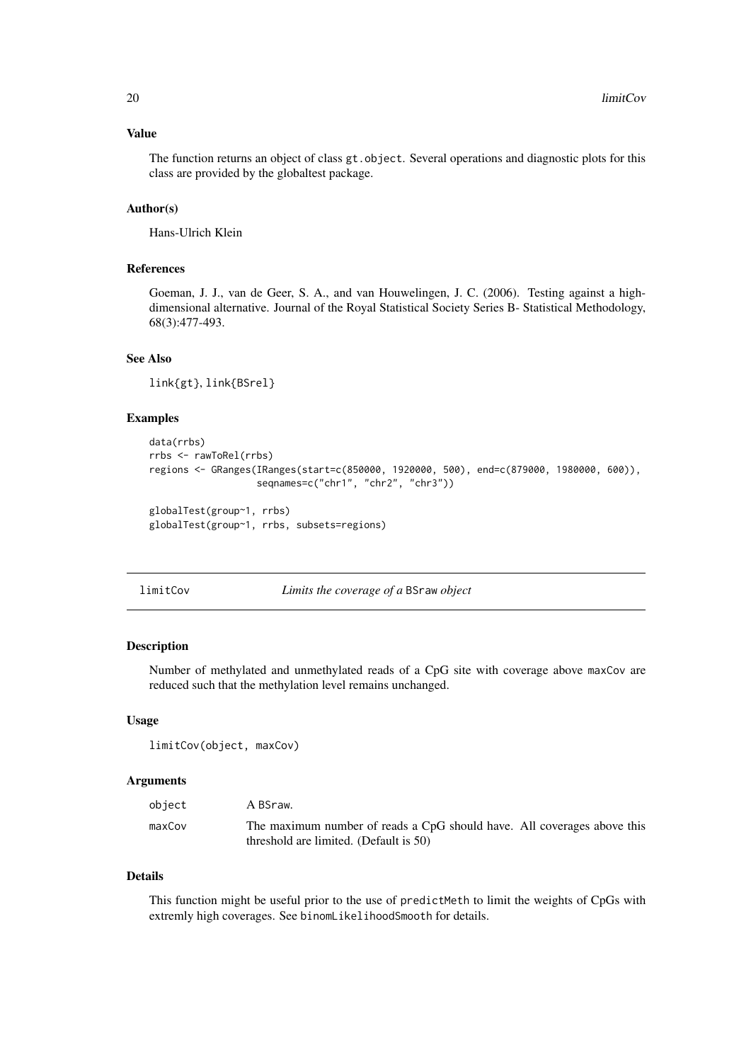### Value

The function returns an object of class `gt.object`. Several operations and diagnostic plots for this class are provided by the globaltest package.

### Author(s)

Hans-Ulrich Klein

### References

Goeman, J. J., van de Geer, S. A., and van Houwelingen, J. C. (2006). Testing against a high-dimensional alternative. Journal of the Royal Statistical Society Series B- Statistical Methodology, 68(3):477-493.

### See Also

`link{gt}`, `link{BSrel}`

### Examples

```
data(rrbs)
rrbs <- rawToRel(rrbs)
regions <- GRanges(IRanges(start=c(850000, 1920000, 500), end=c(879000, 1980000, 600)),
                   seqnames=c("chr1", "chr2", "chr3"))

globalTest(group~1, rrbs)
globalTest(group~1, rrbs, subsets=regions)
```

---

## limitCov — *Limits the coverage of a* `BSraw` *object*

### Description

Number of methylated and unmethylated reads of a CpG site with coverage above `maxCov` are reduced such that the methylation level remains unchanged.

### Usage

```
limitCov(object, maxCov)
```

### Arguments

| | |
|---|---|
| `object` | A `BSraw`. |
| `maxCov` | The maximum number of reads a CpG should have. All coverages above this threshold are limited. (Default is 50) |

### Details

This function might be useful prior to the use of `predictMeth` to limit the weights of CpGs with extremly high coverages. See `binomLikelihoodSmooth` for details.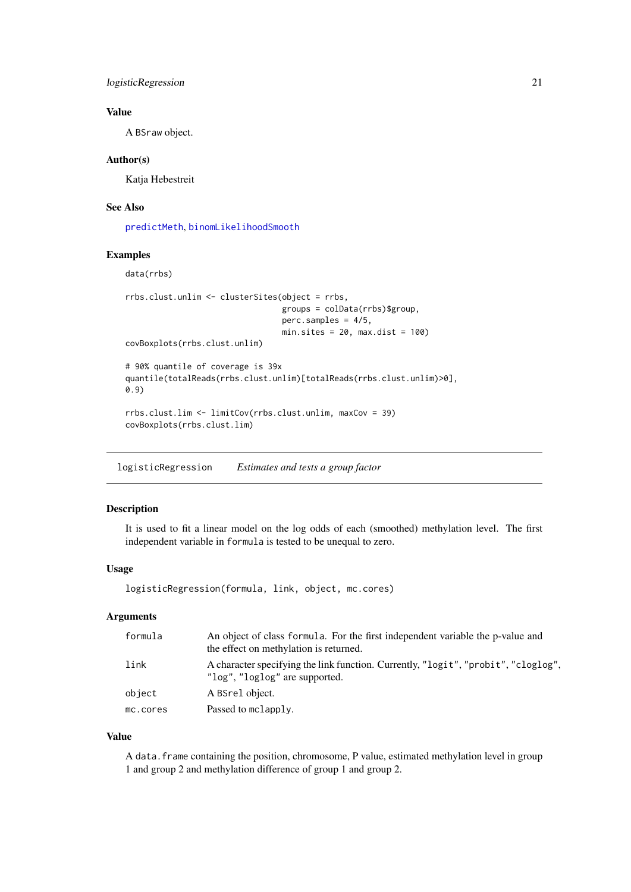### Value

A BSraw object.

### Author(s)

Katja Hebestreit

### See Also

predictMeth, binomLikelihoodSmooth

### Examples

```
data(rrbs)

rrbs.clust.unlim <- clusterSites(object = rrbs,
                                 groups = colData(rrbs)$group,
                                 perc.samples = 4/5,
                                 min.sites = 20, max.dist = 100)
covBoxplots(rrbs.clust.unlim)

# 90% quantile of coverage is 39x
quantile(totalReads(rrbs.clust.unlim)[totalReads(rrbs.clust.unlim)>0],
0.9)

rrbs.clust.lim <- limitCov(rrbs.clust.unlim, maxCov = 39)
covBoxplots(rrbs.clust.lim)
```

---

## logisticRegression *Estimates and tests a group factor*

---

### Description

It is used to fit a linear model on the log odds of each (smoothed) methylation level. The first independent variable in formula is tested to be unequal to zero.

### Usage

```
logisticRegression(formula, link, object, mc.cores)
```

### Arguments

| | |
|---|---|
| formula | An object of class formula. For the first independent variable the p-value and the effect on methylation is returned. |
| link | A character specifying the link function. Currently, "logit", "probit", "cloglog", "log", "loglog" are supported. |
| object | A BSrel object. |
| mc.cores | Passed to mclapply. |

### Value

A data.frame containing the position, chromosome, P value, estimated methylation level in group 1 and group 2 and methylation difference of group 1 and group 2.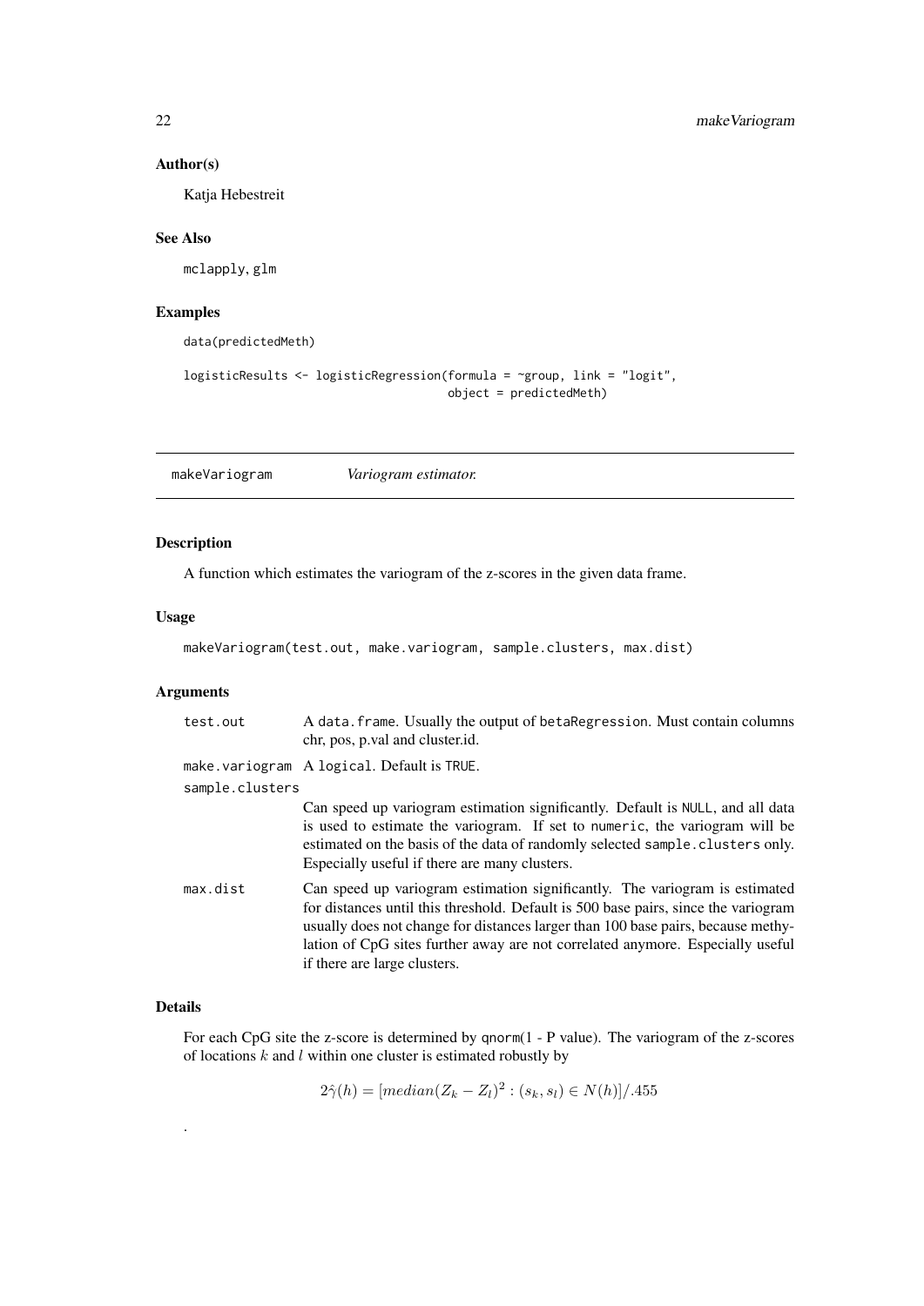### Author(s)

Katja Hebestreit

### See Also

mclapply, glm

### Examples

```
data(predictedMeth)

logisticResults <- logisticRegression(formula = ~group, link = "logit",
                                      object = predictedMeth)
```

---

## makeVariogram *Variogram estimator.*

---

### Description

A function which estimates the variogram of the z-scores in the given data frame.

### Usage

```
makeVariogram(test.out, make.variogram, sample.clusters, max.dist)
```

### Arguments

| | |
|---|---|
| test.out | A data.frame. Usually the output of betaRegression. Must contain columns chr, pos, p.val and cluster.id. |
| make.variogram | A logical. Default is TRUE. |
| sample.clusters | Can speed up variogram estimation significantly. Default is NULL, and all data is used to estimate the variogram. If set to numeric, the variogram will be estimated on the basis of the data of randomly selected sample.clusters only. Especially useful if there are many clusters. |
| max.dist | Can speed up variogram estimation significantly. The variogram is estimated for distances until this threshold. Default is 500 base pairs, since the variogram usually does not change for distances larger than 100 base pairs, because methylation of CpG sites further away are not correlated anymore. Especially useful if there are large clusters. |

### Details

For each CpG site the z-score is determined by qnorm(1 - P value). The variogram of the z-scores of locations $k$ and $l$ within one cluster is estimated robustly by

$$2\hat{\gamma}(h) = [median(Z_k - Z_l)^2 : (s_k, s_l) \in N(h)]/.455$$

.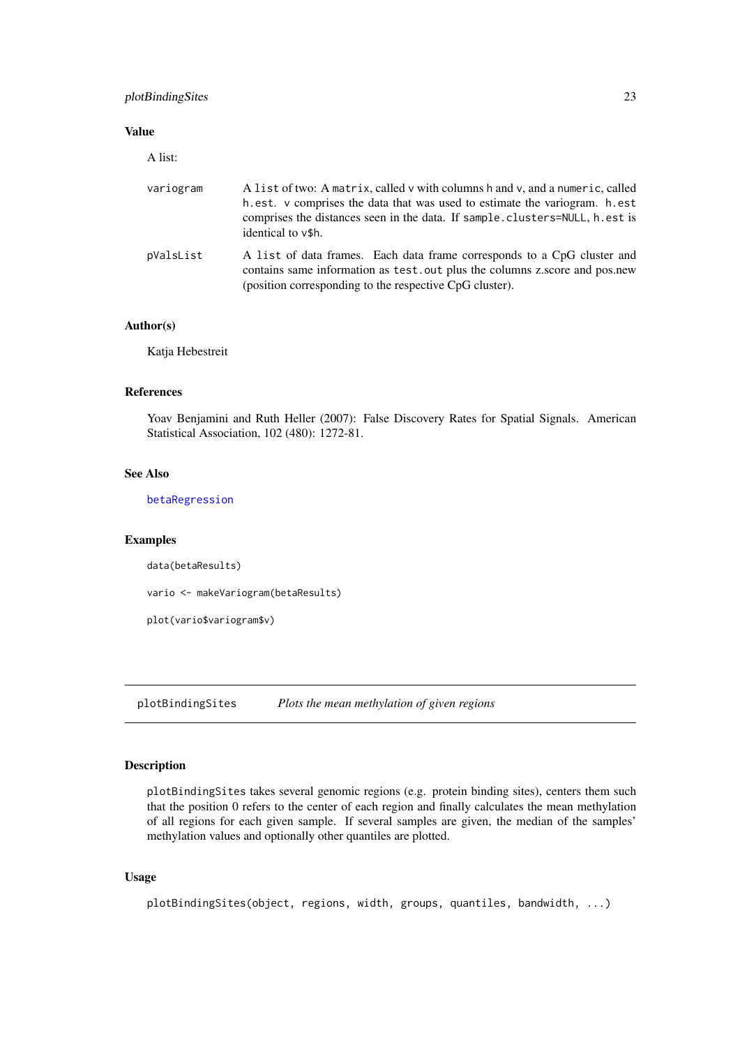### Value

A list:

- `variogram` — A `list` of two: A `matrix`, called v with columns h and v, and a `numeric`, called `h.est`. v comprises the data that was used to estimate the variogram. `h.est` comprises the distances seen in the data. If `sample.clusters=NULL`, `h.est` is identical to `v$h`.
- `pValsList` — A `list` of data frames. Each data frame corresponds to a CpG cluster and contains same information as `test.out` plus the columns z.score and pos.new (position corresponding to the respective CpG cluster).

### Author(s)

Katja Hebestreit

### References

Yoav Benjamini and Ruth Heller (2007): False Discovery Rates for Spatial Signals. American Statistical Association, 102 (480): 1272-81.

### See Also

betaRegression

### Examples

```
data(betaResults)

vario <- makeVariogram(betaResults)

plot(vario$variogram$v)
```

---

## plotBindingSites — *Plots the mean methylation of given regions*

### Description

`plotBindingSites` takes several genomic regions (e.g. protein binding sites), centers them such that the position 0 refers to the center of each region and finally calculates the mean methylation of all regions for each given sample. If several samples are given, the median of the samples' methylation values and optionally other quantiles are plotted.

### Usage

```
plotBindingSites(object, regions, width, groups, quantiles, bandwidth, ...)
```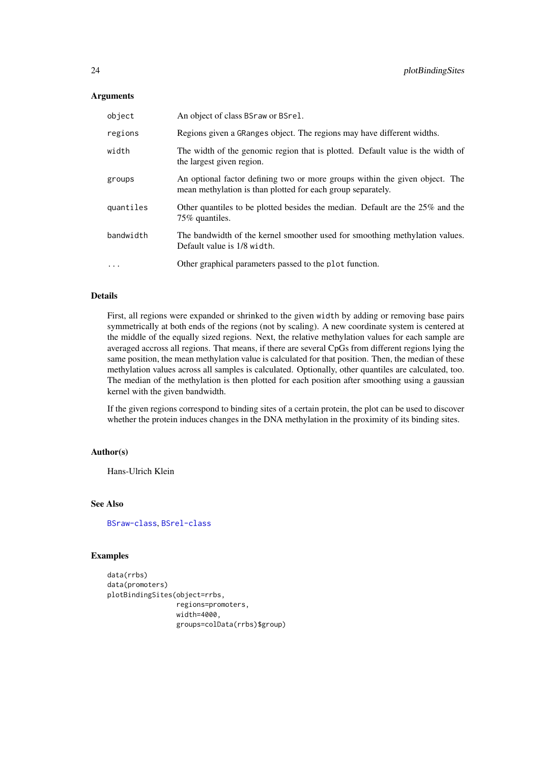### Arguments

| | |
|---|---|
| `object` | An object of class `BSraw` or `BSrel`. |
| `regions` | Regions given a `GRanges` object. The regions may have different widths. |
| `width` | The width of the genomic region that is plotted. Default value is the width of the largest given region. |
| `groups` | An optional factor defining two or more groups within the given object. The mean methylation is than plotted for each group separately. |
| `quantiles` | Other quantiles to be plotted besides the median. Default are the 25% and the 75% quantiles. |
| `bandwidth` | The bandwidth of the kernel smoother used for smoothing methylation values. Default value is 1/8 `width`. |
| `...` | Other graphical parameters passed to the `plot` function. |

### Details

First, all regions were expanded or shrinked to the given `width` by adding or removing base pairs symmetrically at both ends of the regions (not by scaling). A new coordinate system is centered at the middle of the equally sized regions. Next, the relative methylation values for each sample are averaged accross all regions. That means, if there are several CpGs from different regions lying the same position, the mean methylation value is calculated for that position. Then, the median of these methylation values across all samples is calculated. Optionally, other quantiles are calculated, too. The median of the methylation is then plotted for each position after smoothing using a gaussian kernel with the given bandwidth.

If the given regions correspond to binding sites of a certain protein, the plot can be used to discover whether the protein induces changes in the DNA methylation in the proximity of its binding sites.

### Author(s)

Hans-Ulrich Klein

### See Also

`BSraw-class`, `BSrel-class`

### Examples

```
data(rrbs)
data(promoters)
plotBindingSites(object=rrbs,
                 regions=promoters,
                 width=4000,
                 groups=colData(rrbs)$group)
```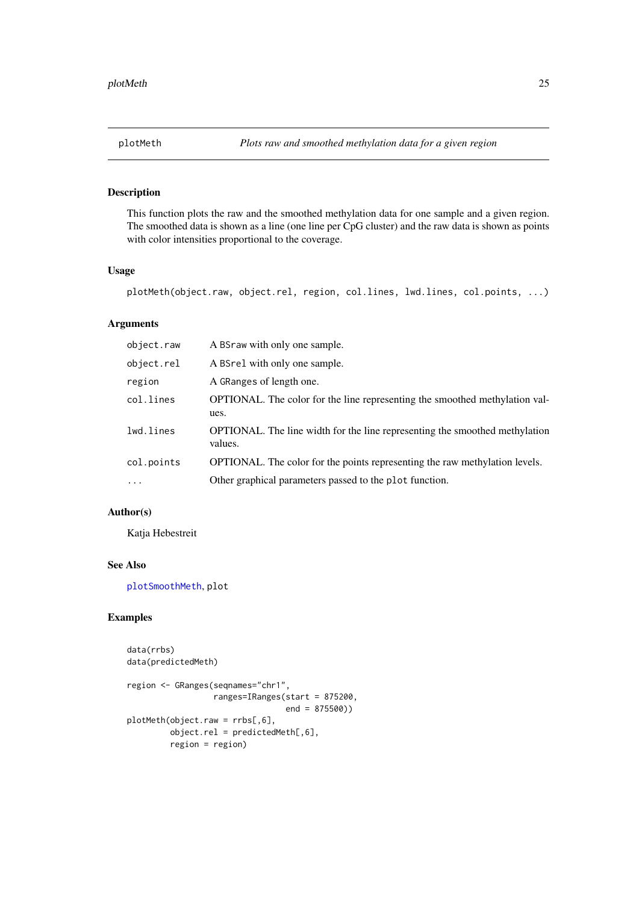## plotMeth — *Plots raw and smoothed methylation data for a given region*

### Description

This function plots the raw and the smoothed methylation data for one sample and a given region. The smoothed data is shown as a line (one line per CpG cluster) and the raw data is shown as points with color intensities proportional to the coverage.

### Usage

```
plotMeth(object.raw, object.rel, region, col.lines, lwd.lines, col.points, ...)
```

### Arguments

| | |
|---|---|
| `object.raw` | A `BSraw` with only one sample. |
| `object.rel` | A `BSrel` with only one sample. |
| `region` | A `GRanges` of length one. |
| `col.lines` | OPTIONAL. The color for the line representing the smoothed methylation values. |
| `lwd.lines` | OPTIONAL. The line width for the line representing the smoothed methylation values. |
| `col.points` | OPTIONAL. The color for the points representing the raw methylation levels. |
| `...` | Other graphical parameters passed to the `plot` function. |

### Author(s)

Katja Hebestreit

### See Also

`plotSmoothMeth`, `plot`

### Examples

```
data(rrbs)
data(predictedMeth)

region <- GRanges(seqnames="chr1",
                  ranges=IRanges(start = 875200,
                                 end = 875500))
plotMeth(object.raw = rrbs[,6],
         object.rel = predictedMeth[,6],
         region = region)
```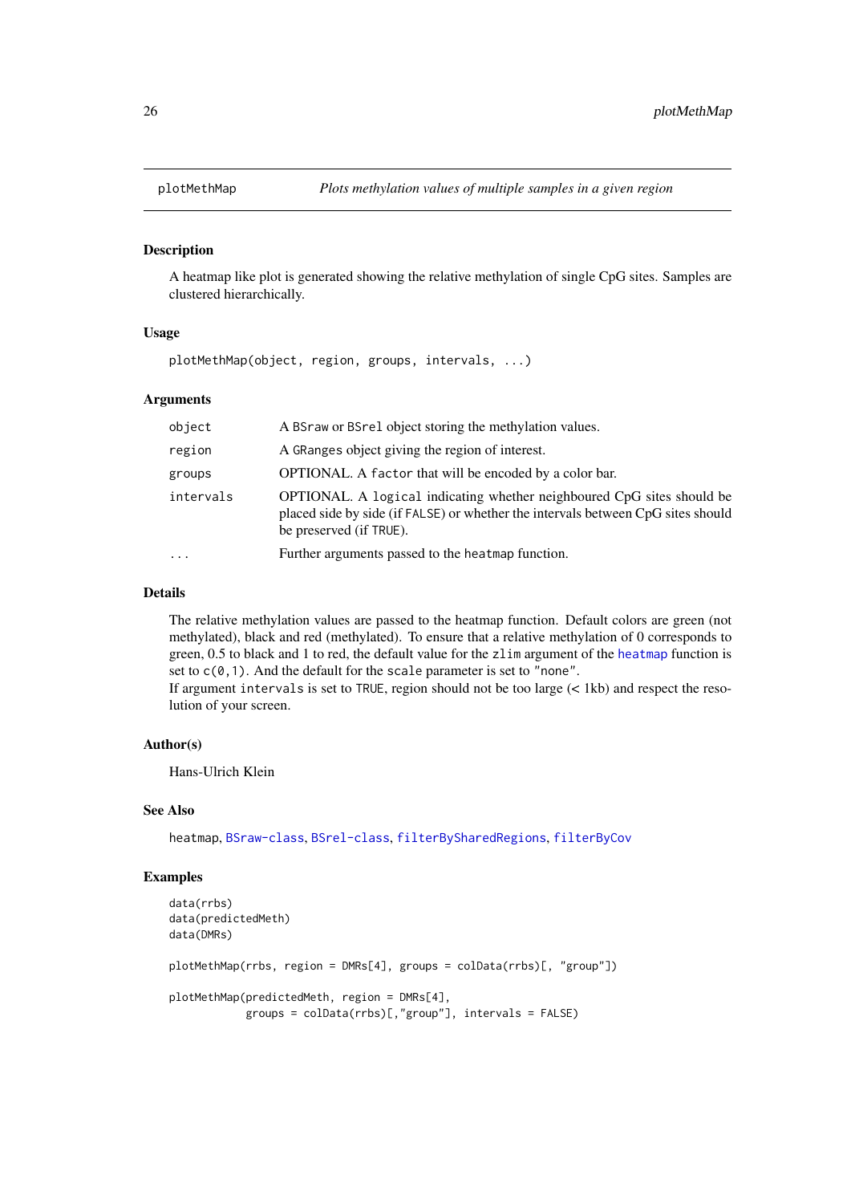## plotMethMap — *Plots methylation values of multiple samples in a given region*

### Description

A heatmap like plot is generated showing the relative methylation of single CpG sites. Samples are clustered hierarchically.

### Usage

```
plotMethMap(object, region, groups, intervals, ...)
```

### Arguments

| | |
|---|---|
| `object` | A `BSraw` or `BSrel` object storing the methylation values. |
| `region` | A `GRanges` object giving the region of interest. |
| `groups` | OPTIONAL. A `factor` that will be encoded by a color bar. |
| `intervals` | OPTIONAL. A `logical` indicating whether neighboured CpG sites should be placed side by side (if `FALSE`) or whether the intervals between CpG sites should be preserved (if `TRUE`). |
| `...` | Further arguments passed to the `heatmap` function. |

### Details

The relative methylation values are passed to the heatmap function. Default colors are green (not methylated), black and red (methylated). To ensure that a relative methylation of 0 corresponds to green, 0.5 to black and 1 to red, the default value for the `zlim` argument of the `heatmap` function is set to `c(0,1)`. And the default for the `scale` parameter is set to `"none"`.
If argument `intervals` is set to `TRUE`, region should not be too large (< 1kb) and respect the resolution of your screen.

### Author(s)

Hans-Ulrich Klein

### See Also

`heatmap`, `BSraw-class`, `BSrel-class`, `filterBySharedRegions`, `filterByCov`

### Examples

```
data(rrbs)
data(predictedMeth)
data(DMRs)

plotMethMap(rrbs, region = DMRs[4], groups = colData(rrbs)[, "group"])

plotMethMap(predictedMeth, region = DMRs[4],
            groups = colData(rrbs)[,"group"], intervals = FALSE)
```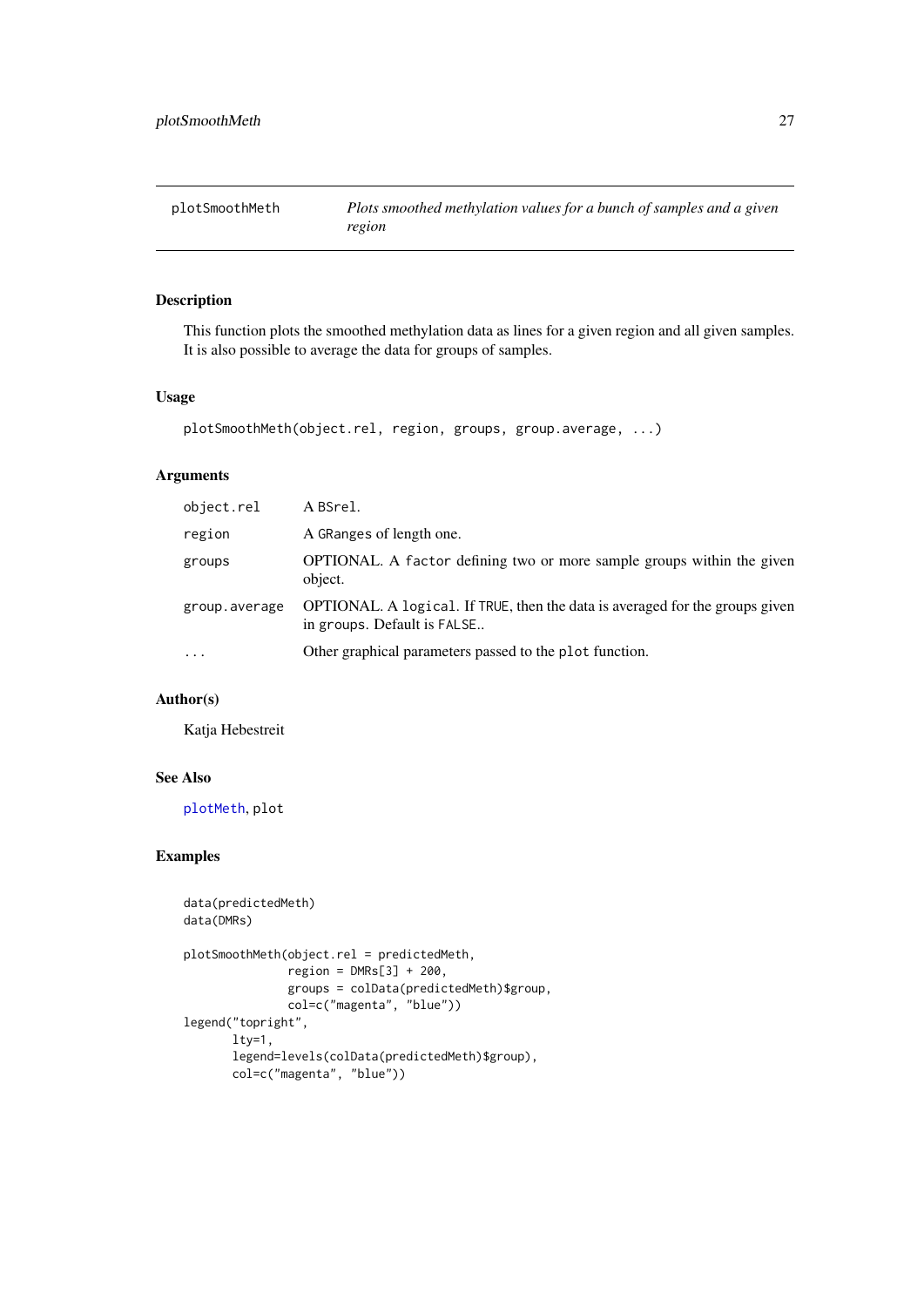| plotSmoothMeth | *Plots smoothed methylation values for a bunch of samples and a given region* |
|---|---|

## Description

This function plots the smoothed methylation data as lines for a given region and all given samples. It is also possible to average the data for groups of samples.

## Usage

```
plotSmoothMeth(object.rel, region, groups, group.average, ...)
```

## Arguments

| | |
|---|---|
| object.rel | A BSrel. |
| region | A GRanges of length one. |
| groups | OPTIONAL. A factor defining two or more sample groups within the given object. |
| group.average | OPTIONAL. A logical. If TRUE, then the data is averaged for the groups given in groups. Default is FALSE.. |
| ... | Other graphical parameters passed to the plot function. |

## Author(s)

Katja Hebestreit

## See Also

plotMeth, plot

## Examples

```
data(predictedMeth)
data(DMRs)

plotSmoothMeth(object.rel = predictedMeth,
               region = DMRs[3] + 200,
               groups = colData(predictedMeth)$group,
               col=c("magenta", "blue"))
legend("topright",
       lty=1,
       legend=levels(colData(predictedMeth)$group),
       col=c("magenta", "blue"))
```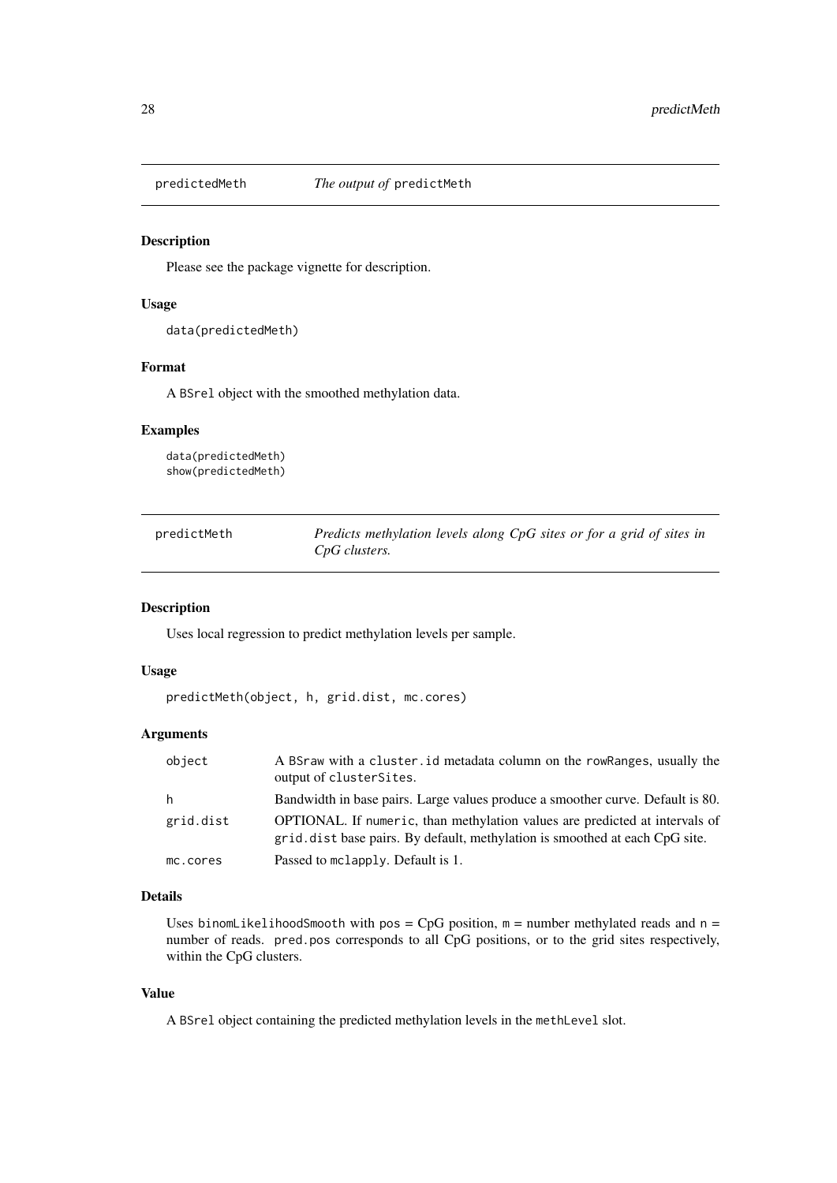## predictedMeth — *The output of* `predictMeth`

### Description

Please see the package vignette for description.

### Usage

```
data(predictedMeth)
```

### Format

A `BSrel` object with the smoothed methylation data.

### Examples

```
data(predictedMeth)
show(predictedMeth)
```

## predictMeth — *Predicts methylation levels along CpG sites or for a grid of sites in CpG clusters.*

### Description

Uses local regression to predict methylation levels per sample.

### Usage

```
predictMeth(object, h, grid.dist, mc.cores)
```

### Arguments

| | |
|---|---|
| `object` | A `BSraw` with a `cluster.id` metadata column on the `rowRanges`, usually the output of `clusterSites`. |
| `h` | Bandwidth in base pairs. Large values produce a smoother curve. Default is 80. |
| `grid.dist` | OPTIONAL. If `numeric`, than methylation values are predicted at intervals of `grid.dist` base pairs. By default, methylation is smoothed at each CpG site. |
| `mc.cores` | Passed to `mclapply`. Default is 1. |

### Details

Uses `binomLikelihoodSmooth` with `pos` = CpG position, `m` = number methylated reads and `n` = number of reads. `pred.pos` corresponds to all CpG positions, or to the grid sites respectively, within the CpG clusters.

### Value

A `BSrel` object containing the predicted methylation levels in the `methLevel` slot.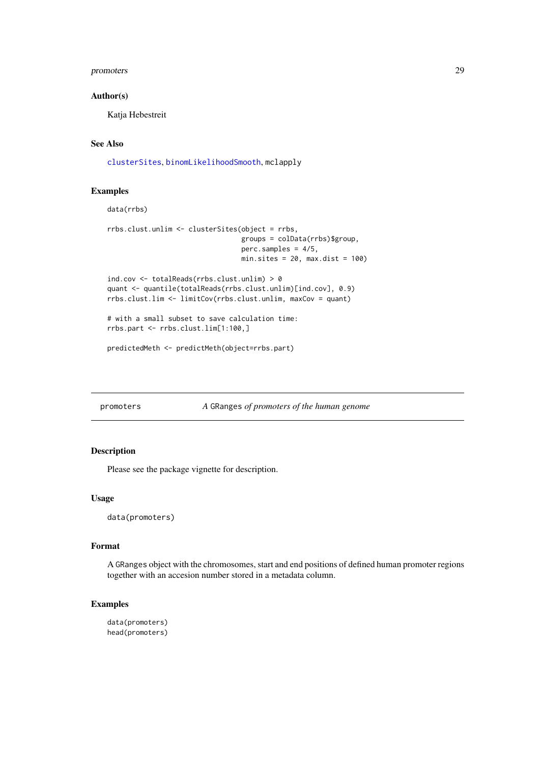### Author(s)

Katja Hebestreit

### See Also

`clusterSites`, `binomLikelihoodSmooth`, `mclapply`

### Examples

```
data(rrbs)

rrbs.clust.unlim <- clusterSites(object = rrbs,
                                 groups = colData(rrbs)$group,
                                 perc.samples = 4/5,
                                 min.sites = 20, max.dist = 100)

ind.cov <- totalReads(rrbs.clust.unlim) > 0
quant <- quantile(totalReads(rrbs.clust.unlim)[ind.cov], 0.9)
rrbs.clust.lim <- limitCov(rrbs.clust.unlim, maxCov = quant)

# with a small subset to save calculation time:
rrbs.part <- rrbs.clust.lim[1:100,]

predictedMeth <- predictMeth(object=rrbs.part)
```

---

## promoters — *A* `GRanges` *of promoters of the human genome*

### Description

Please see the package vignette for description.

### Usage

```
data(promoters)
```

### Format

A `GRanges` object with the chromosomes, start and end positions of defined human promoter regions together with an accesion number stored in a metadata column.

### Examples

```
data(promoters)
head(promoters)
```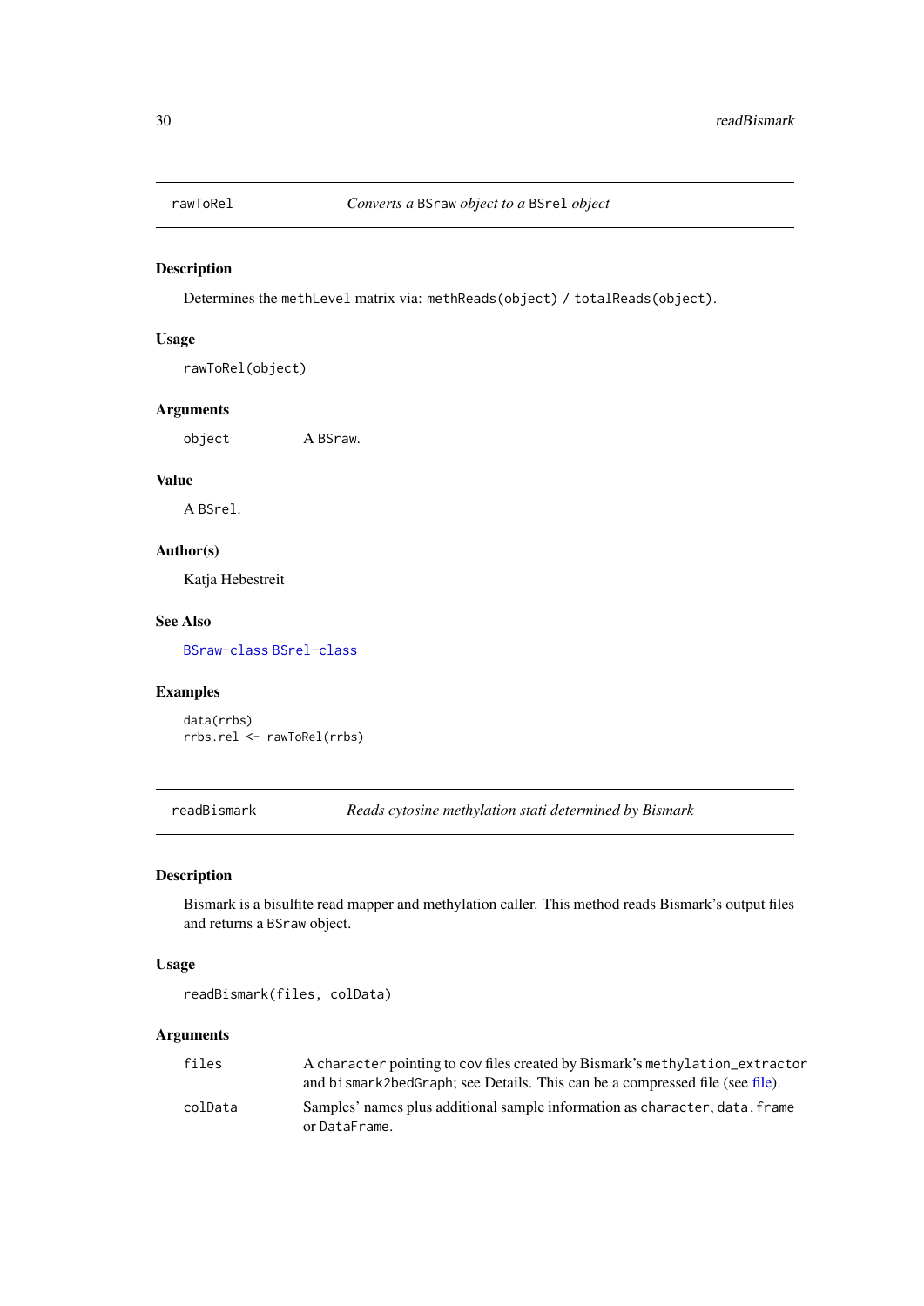## rawToRel — *Converts a BSraw object to a BSrel object*

### Description

Determines the `methLevel` matrix via: `methReads(object) / totalReads(object)`.

### Usage

```
rawToRel(object)
```

### Arguments

| | |
|---|---|
| `object` | A `BSraw`. |

### Value

A `BSrel`.

### Author(s)

Katja Hebestreit

### See Also

`BSraw-class` `BSrel-class`

### Examples

```
data(rrbs)
rrbs.rel <- rawToRel(rrbs)
```

## readBismark — *Reads cytosine methylation stati determined by Bismark*

### Description

Bismark is a bisulfite read mapper and methylation caller. This method reads Bismark's output files and returns a `BSraw` object.

### Usage

```
readBismark(files, colData)
```

### Arguments

| | |
|---|---|
| `files` | A `character` pointing to cov files created by Bismark's `methylation_extractor` and `bismark2bedGraph`; see Details. This can be a compressed file (see file). |
| `colData` | Samples' names plus additional sample information as `character`, `data.frame` or `DataFrame`. |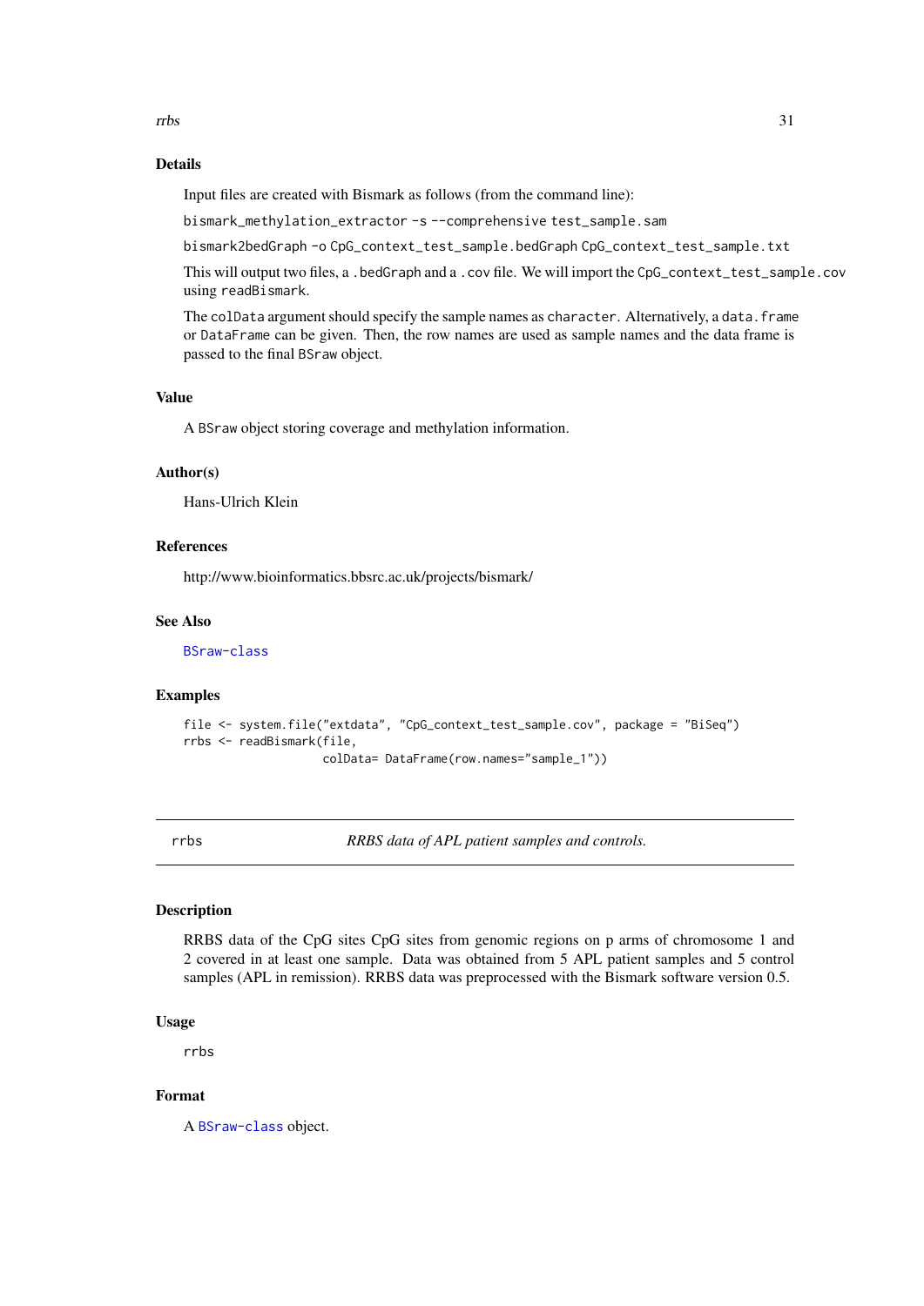## Details

Input files are created with Bismark as follows (from the command line):

`bismark_methylation_extractor -s --comprehensive test_sample.sam`

`bismark2bedGraph -o CpG_context_test_sample.bedGraph CpG_context_test_sample.txt`

This will output two files, a `.bedGraph` and a `.cov` file. We will import the `CpG_context_test_sample.cov` using `readBismark`.

The `colData` argument should specify the sample names as `character`. Alternatively, a `data.frame` or `DataFrame` can be given. Then, the row names are used as sample names and the data frame is passed to the final `BSraw` object.

## Value

A `BSraw` object storing coverage and methylation information.

## Author(s)

Hans-Ulrich Klein

## References

http://www.bioinformatics.bbsrc.ac.uk/projects/bismark/

## See Also

`BSraw-class`

## Examples

```
file <- system.file("extdata", "CpG_context_test_sample.cov", package = "BiSeq")
rrbs <- readBismark(file,
                    colData= DataFrame(row.names="sample_1"))
```

---

# rrbs *RRBS data of APL patient samples and controls.*

## Description

RRBS data of the CpG sites CpG sites from genomic regions on p arms of chromosome 1 and 2 covered in at least one sample. Data was obtained from 5 APL patient samples and 5 control samples (APL in remission). RRBS data was preprocessed with the Bismark software version 0.5.

## Usage

```
rrbs
```

## Format

A `BSraw-class` object.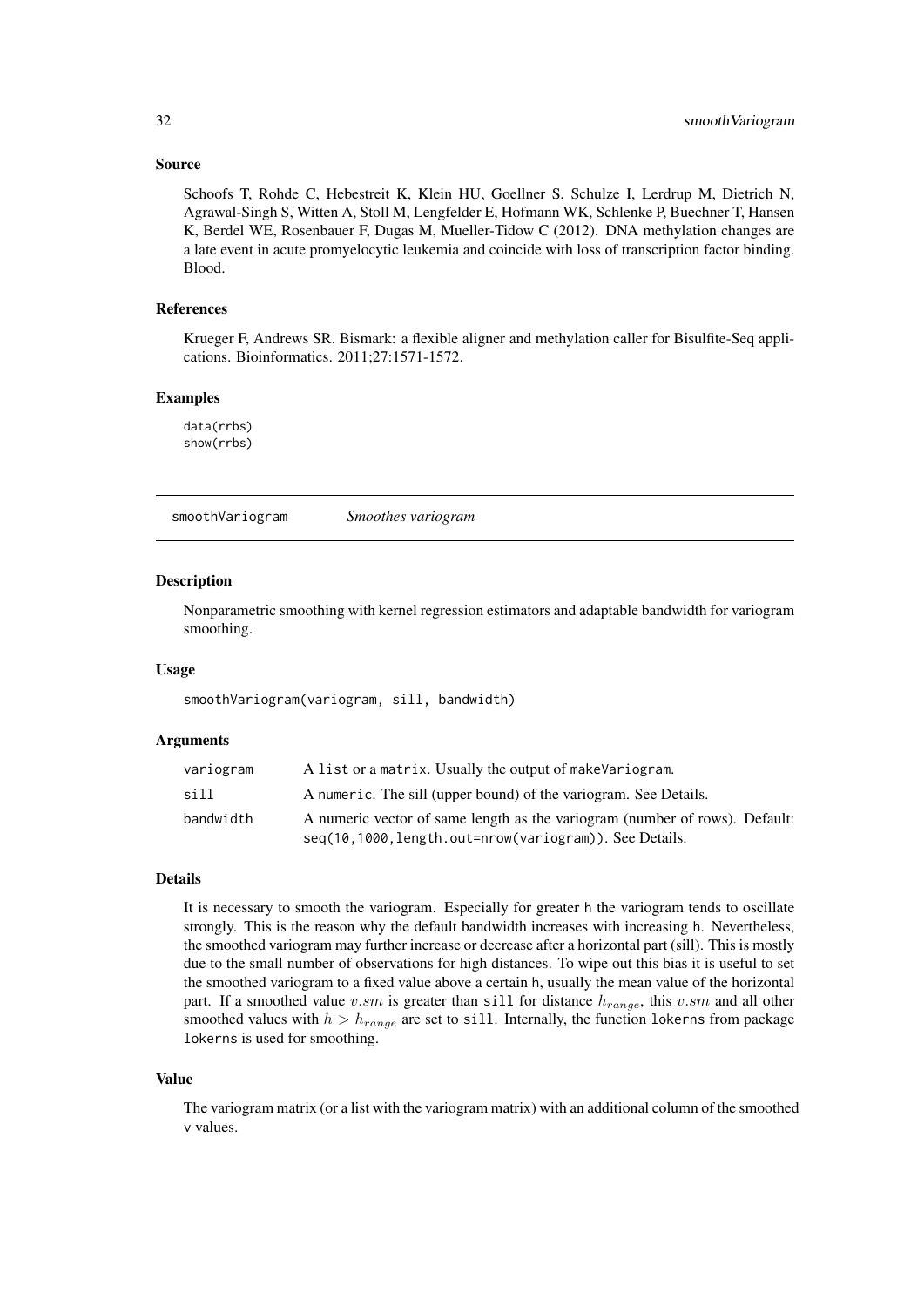## Source

Schoofs T, Rohde C, Hebestreit K, Klein HU, Goellner S, Schulze I, Lerdrup M, Dietrich N, Agrawal-Singh S, Witten A, Stoll M, Lengfelder E, Hofmann WK, Schlenke P, Buechner T, Hansen K, Berdel WE, Rosenbauer F, Dugas M, Mueller-Tidow C (2012). DNA methylation changes are a late event in acute promyelocytic leukemia and coincide with loss of transcription factor binding. Blood.

## References

Krueger F, Andrews SR. Bismark: a flexible aligner and methylation caller for Bisulfite-Seq applications. Bioinformatics. 2011;27:1571-1572.

## Examples

```
data(rrbs)
show(rrbs)
```

---

# smoothVariogram *Smoothes variogram*

## Description

Nonparametric smoothing with kernel regression estimators and adaptable bandwidth for variogram smoothing.

## Usage

```
smoothVariogram(variogram, sill, bandwidth)
```

## Arguments

| | |
|---|---|
| variogram | A list or a matrix. Usually the output of makeVariogram. |
| sill | A numeric. The sill (upper bound) of the variogram. See Details. |
| bandwidth | A numeric vector of same length as the variogram (number of rows). Default: seq(10,1000,length.out=nrow(variogram)). See Details. |

## Details

It is necessary to smooth the variogram. Especially for greater h the variogram tends to oscillate strongly. This is the reason why the default bandwidth increases with increasing h. Nevertheless, the smoothed variogram may further increase or decrease after a horizontal part (sill). This is mostly due to the small number of observations for high distances. To wipe out this bias it is useful to set the smoothed variogram to a fixed value above a certain h, usually the mean value of the horizontal part. If a smoothed value $v.sm$ is greater than sill for distance $h_{range}$, this $v.sm$ and all other smoothed values with $h > h_{range}$ are set to sill. Internally, the function lokerns from package lokerns is used for smoothing.

## Value

The variogram matrix (or a list with the variogram matrix) with an additional column of the smoothed v values.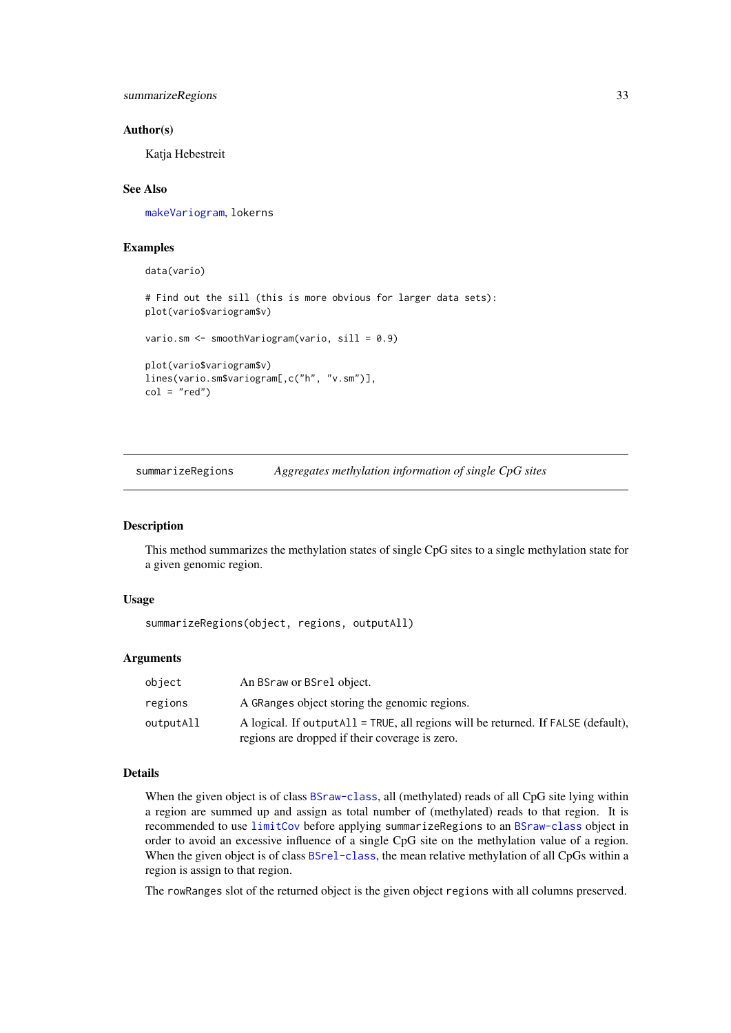### Author(s)

Katja Hebestreit

### See Also

makeVariogram, lokerns

### Examples

```
data(vario)

# Find out the sill (this is more obvious for larger data sets):
plot(vario$variogram$v)

vario.sm <- smoothVariogram(vario, sill = 0.9)

plot(vario$variogram$v)
lines(vario.sm$variogram[,c("h", "v.sm")],
col = "red")
```

---

## summarizeRegions — *Aggregates methylation information of single CpG sites*

### Description

This method summarizes the methylation states of single CpG sites to a single methylation state for a given genomic region.

### Usage

```
summarizeRegions(object, regions, outputAll)
```

### Arguments

| | |
|---|---|
| `object` | An `BSraw` or `BSrel` object. |
| `regions` | A `GRanges` object storing the genomic regions. |
| `outputAll` | A logical. If `outputAll = TRUE`, all regions will be returned. If `FALSE` (default), regions are dropped if their coverage is zero. |

### Details

When the given object is of class BSraw-class, all (methylated) reads of all CpG site lying within a region are summed up and assign as total number of (methylated) reads to that region. It is recommended to use limitCov before applying `summarizeRegions` to an BSraw-class object in order to avoid an excessive influence of a single CpG site on the methylation value of a region. When the given object is of class BSrel-class, the mean relative methylation of all CpGs within a region is assign to that region.

The `rowRanges` slot of the returned object is the given object `regions` with all columns preserved.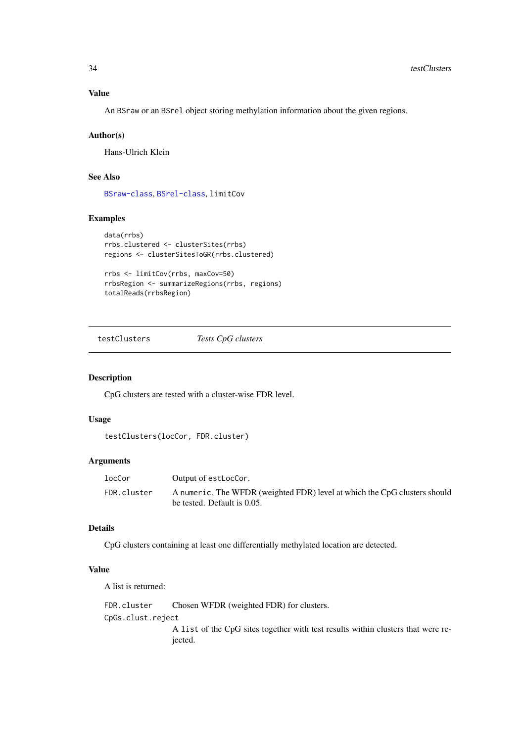### Value

An BSraw or an BSrel object storing methylation information about the given regions.

### Author(s)

Hans-Ulrich Klein

### See Also

BSraw-class, BSrel-class, limitCov

### Examples

```
data(rrbs)
rrbs.clustered <- clusterSites(rrbs)
regions <- clusterSitesToGR(rrbs.clustered)

rrbs <- limitCov(rrbs, maxCov=50)
rrbsRegion <- summarizeRegions(rrbs, regions)
totalReads(rrbsRegion)
```

---

## testClusters *Tests CpG clusters*

### Description

CpG clusters are tested with a cluster-wise FDR level.

### Usage

```
testClusters(locCor, FDR.cluster)
```

### Arguments

| | |
|---|---|
| locCor | Output of estLocCor. |
| FDR.cluster | A numeric. The WFDR (weighted FDR) level at which the CpG clusters should be tested. Default is 0.05. |

### Details

CpG clusters containing at least one differentially methylated location are detected.

### Value

A list is returned:

| | |
|---|---|
| FDR.cluster | Chosen WFDR (weighted FDR) for clusters. |
| CpGs.clust.reject | A list of the CpG sites together with test results within clusters that were rejected. |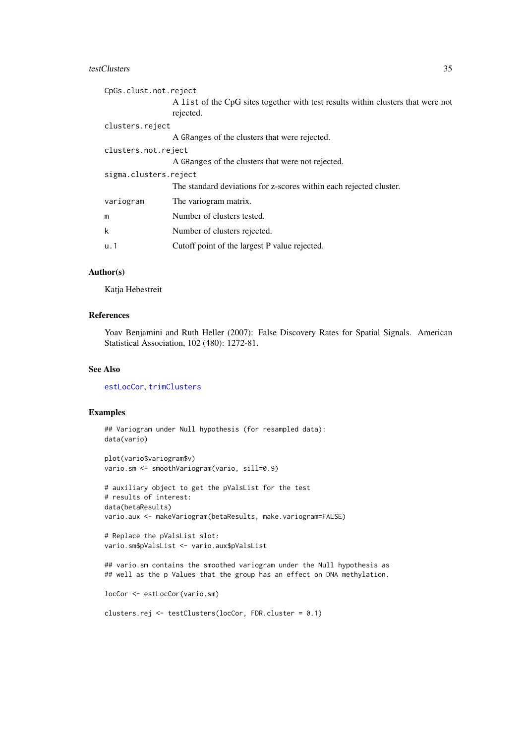CpGs.clust.not.reject
: A list of the CpG sites together with test results within clusters that were not rejected.

clusters.reject
: A GRanges of the clusters that were rejected.

clusters.not.reject
: A GRanges of the clusters that were not rejected.

sigma.clusters.reject
: The standard deviations for z-scores within each rejected cluster.

variogram
: The variogram matrix.

m
: Number of clusters tested.

k
: Number of clusters rejected.

u.1
: Cutoff point of the largest P value rejected.

### Author(s)

Katja Hebestreit

### References

Yoav Benjamini and Ruth Heller (2007): False Discovery Rates for Spatial Signals. American Statistical Association, 102 (480): 1272-81.

### See Also

estLocCor, trimClusters

### Examples

```
## Variogram under Null hypothesis (for resampled data):
data(vario)

plot(vario$variogram$v)
vario.sm <- smoothVariogram(vario, sill=0.9)

# auxiliary object to get the pValsList for the test
# results of interest:
data(betaResults)
vario.aux <- makeVariogram(betaResults, make.variogram=FALSE)

# Replace the pValsList slot:
vario.sm$pValsList <- vario.aux$pValsList

## vario.sm contains the smoothed variogram under the Null hypothesis as
## well as the p Values that the group has an effect on DNA methylation.

locCor <- estLocCor(vario.sm)

clusters.rej <- testClusters(locCor, FDR.cluster = 0.1)
```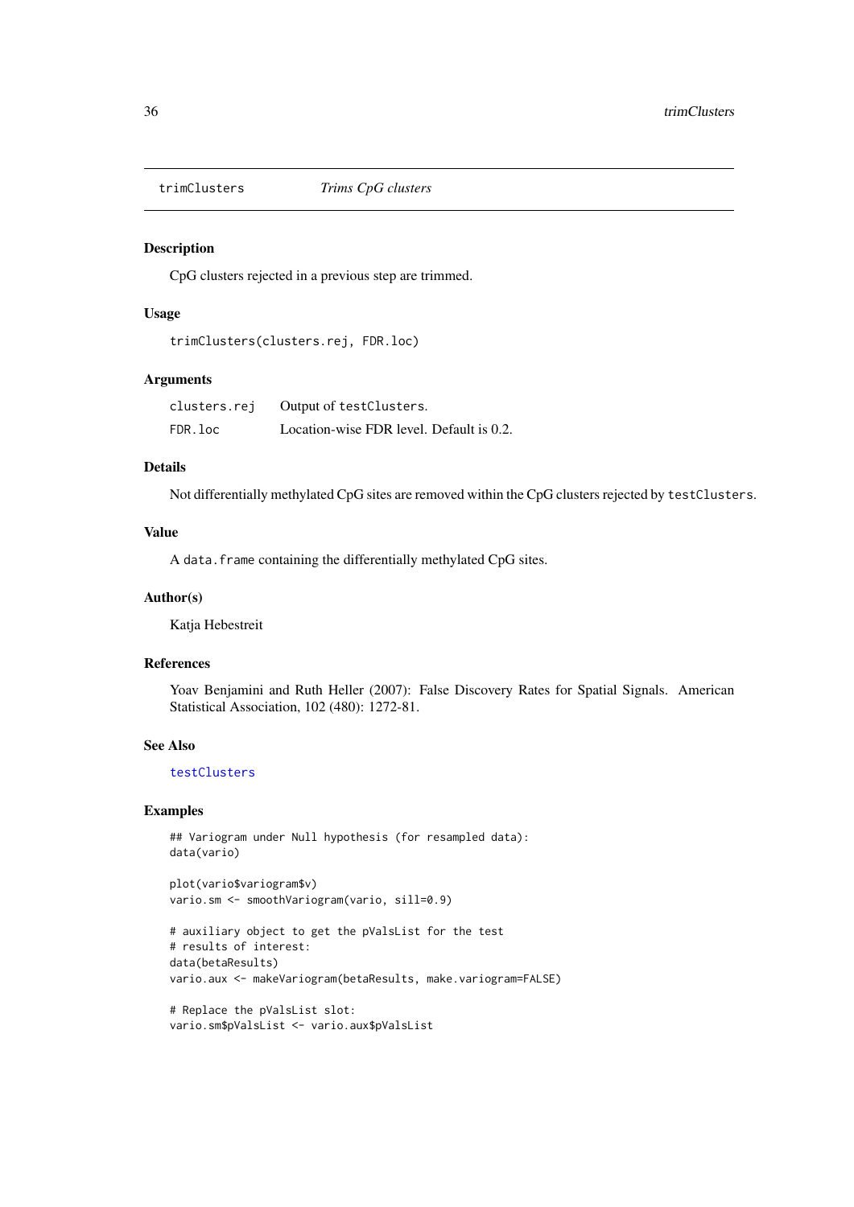trimClusters *Trims CpG clusters*

## Description

CpG clusters rejected in a previous step are trimmed.

## Usage

```
trimClusters(clusters.rej, FDR.loc)
```

## Arguments

| | |
|---|---|
| clusters.rej | Output of `testClusters`. |
| FDR.loc | Location-wise FDR level. Default is 0.2. |

## Details

Not differentially methylated CpG sites are removed within the CpG clusters rejected by `testClusters`.

## Value

A `data.frame` containing the differentially methylated CpG sites.

## Author(s)

Katja Hebestreit

## References

Yoav Benjamini and Ruth Heller (2007): False Discovery Rates for Spatial Signals. American Statistical Association, 102 (480): 1272-81.

## See Also

testClusters

## Examples

```
## Variogram under Null hypothesis (for resampled data):
data(vario)

plot(vario$variogram$v)
vario.sm <- smoothVariogram(vario, sill=0.9)

# auxiliary object to get the pValsList for the test
# results of interest:
data(betaResults)
vario.aux <- makeVariogram(betaResults, make.variogram=FALSE)

# Replace the pValsList slot:
vario.sm$pValsList <- vario.aux$pValsList
```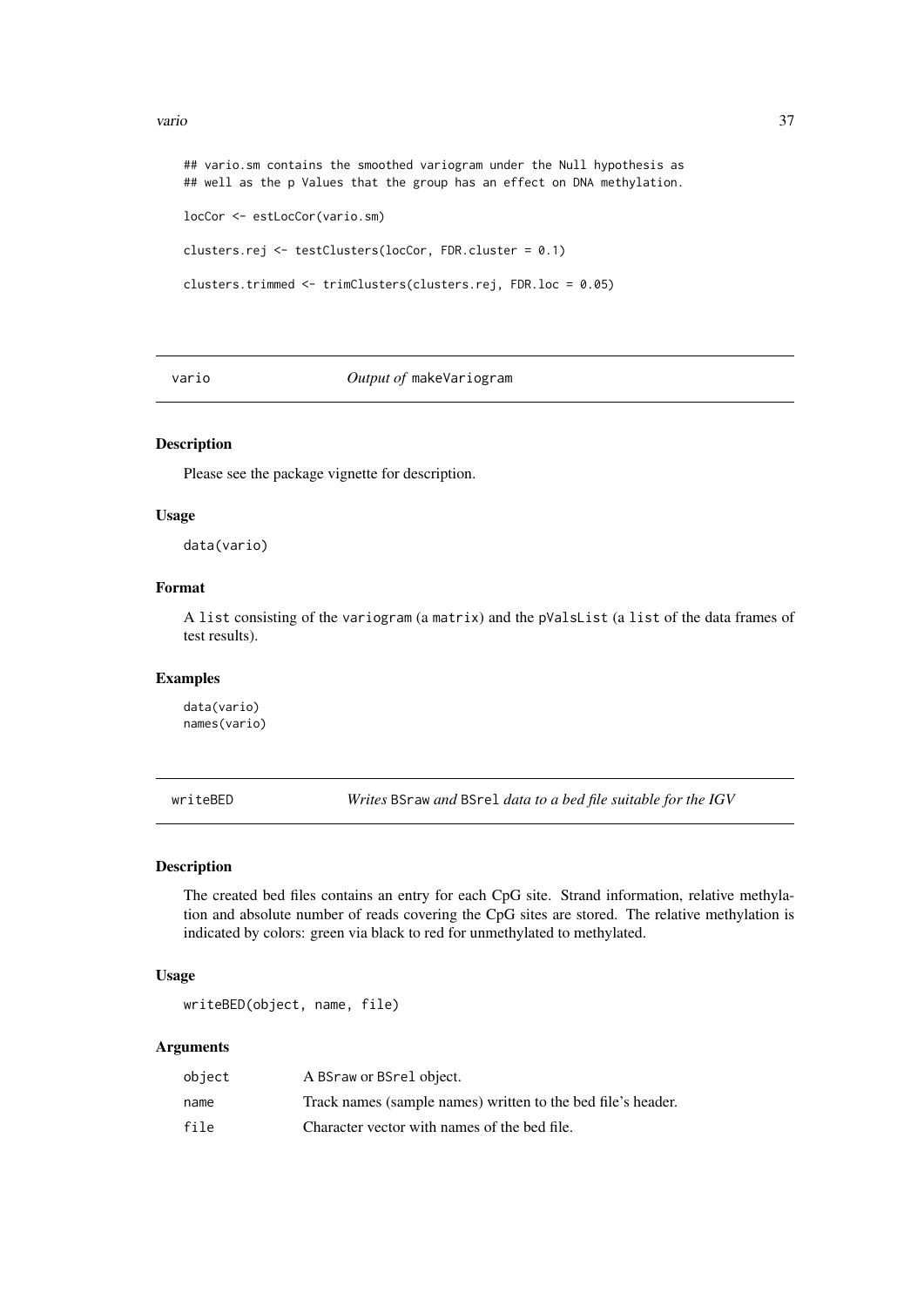```
## vario.sm contains the smoothed variogram under the Null hypothesis as
## well as the p Values that the group has an effect on DNA methylation.

locCor <- estLocCor(vario.sm)

clusters.rej <- testClusters(locCor, FDR.cluster = 0.1)

clusters.trimmed <- trimClusters(clusters.rej, FDR.loc = 0.05)
```

---

## vario — *Output of* makeVariogram

### Description

Please see the package vignette for description.

### Usage

```
data(vario)
```

### Format

A list consisting of the variogram (a matrix) and the pValsList (a list of the data frames of test results).

### Examples

```
data(vario)
names(vario)
```

---

## writeBED — *Writes* BSraw *and* BSrel *data to a bed file suitable for the IGV*

### Description

The created bed files contains an entry for each CpG site. Strand information, relative methylation and absolute number of reads covering the CpG sites are stored. The relative methylation is indicated by colors: green via black to red for unmethylated to methylated.

### Usage

```
writeBED(object, name, file)
```

### Arguments

| | |
|---|---|
| object | A BSraw or BSrel object. |
| name | Track names (sample names) written to the bed file's header. |
| file | Character vector with names of the bed file. |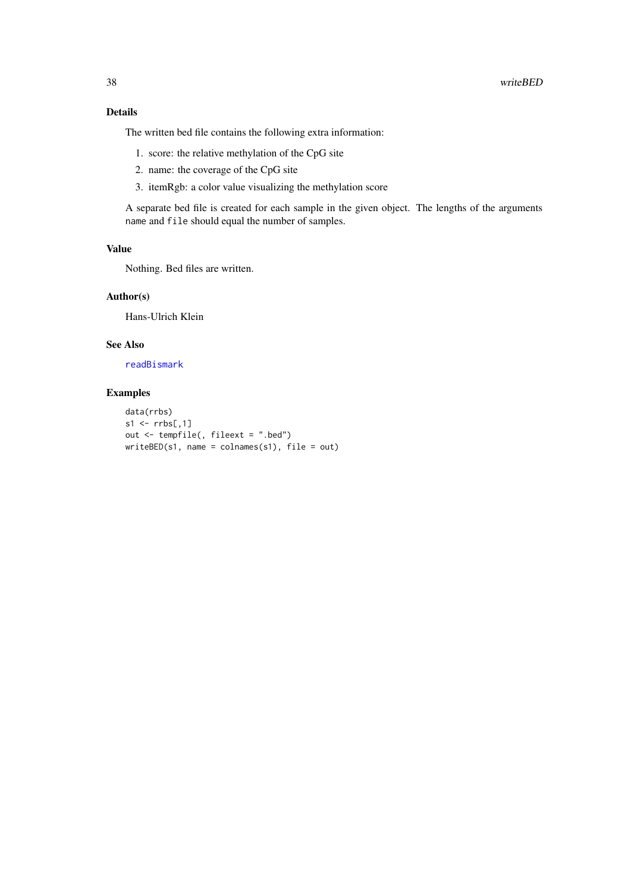### Details

The written bed file contains the following extra information:

1. score: the relative methylation of the CpG site
2. name: the coverage of the CpG site
3. itemRgb: a color value visualizing the methylation score

A separate bed file is created for each sample in the given object. The lengths of the arguments `name` and `file` should equal the number of samples.

### Value

Nothing. Bed files are written.

### Author(s)

Hans-Ulrich Klein

### See Also

readBismark

### Examples

```
data(rrbs)
s1 <- rrbs[,1]
out <- tempfile(, fileext = ".bed")
writeBED(s1, name = colnames(s1), file = out)
```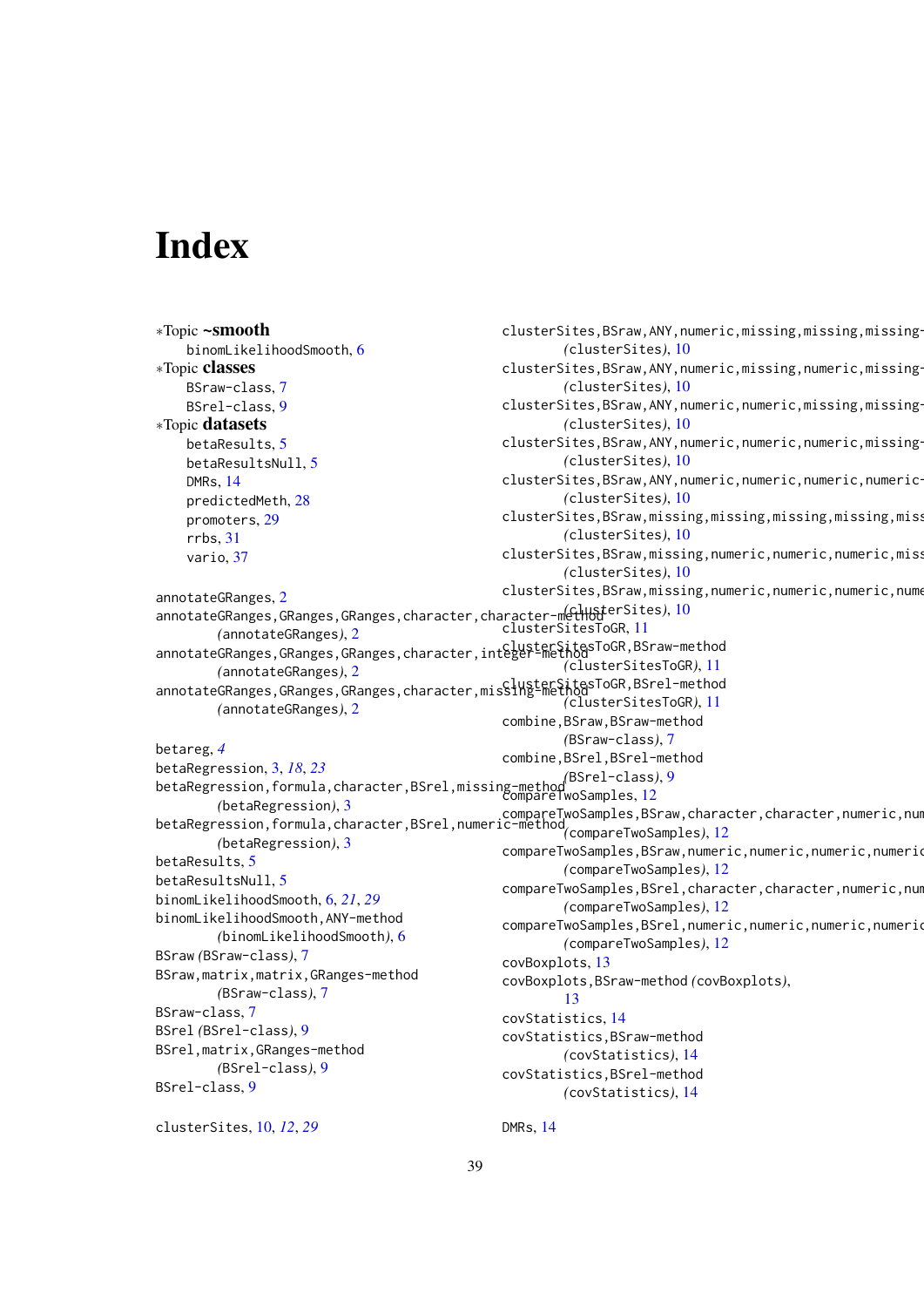# Index

*Topic **~smooth**
  binomLikelihoodSmooth, 6
*Topic **classes**
  BSraw-class, 7
  BSrel-class, 9
*Topic **datasets**
  betaResults, 5
  betaResultsNull, 5
  DMRs, 14
  predictedMeth, 28
  promoters, 29
  rrbs, 31
  vario, 37

annotateGRanges, 2
annotateGRanges,GRanges,GRanges,character,character-method
  *(annotateGRanges)*, 2
annotateGRanges,GRanges,GRanges,character,integer-method
  *(annotateGRanges)*, 2
annotateGRanges,GRanges,GRanges,character,missing-method
  *(annotateGRanges)*, 2

betareg, *4*
betaRegression, 3, *18*, *23*
betaRegression,formula,character,BSrel,missing-method
  *(betaRegression)*, 3
betaRegression,formula,character,BSrel,numeric-method
  *(betaRegression)*, 3
betaResults, 5
betaResultsNull, 5
binomLikelihoodSmooth, 6, *21*, *29*
binomLikelihoodSmooth,ANY-method
  *(binomLikelihoodSmooth)*, 6
BSraw *(BSraw-class)*, 7
BSraw,matrix,matrix,GRanges-method
  *(BSraw-class)*, 7
BSraw-class, 7
BSrel *(BSrel-class)*, 9
BSrel,matrix,GRanges-method
  *(BSrel-class)*, 9
BSrel-class, 9

clusterSites, 10, *12*, *29*
clusterSites,BSraw,ANY,numeric,missing,missing,missing-
  *(clusterSites)*, 10
clusterSites,BSraw,ANY,numeric,missing,numeric,missing-
  *(clusterSites)*, 10
clusterSites,BSraw,ANY,numeric,numeric,missing,missing-
  *(clusterSites)*, 10
clusterSites,BSraw,ANY,numeric,numeric,numeric,missing-
  *(clusterSites)*, 10
clusterSites,BSraw,ANY,numeric,numeric,numeric,numeric-
  *(clusterSites)*, 10
clusterSites,BSraw,missing,missing,missing,missing,miss
  *(clusterSites)*, 10
clusterSites,BSraw,missing,numeric,numeric,numeric,miss
  *(clusterSites)*, 10
clusterSites,BSraw,missing,numeric,numeric,numeric,nume
  *(clusterSites)*, 10
clusterSitesToGR, 11
clusterSitesToGR,BSraw-method
  *(clusterSitesToGR)*, 11
clusterSitesToGR,BSrel-method
  *(clusterSitesToGR)*, 11
combine,BSraw,BSraw-method
  *(BSraw-class)*, 7
combine,BSrel,BSrel-method
  *(BSrel-class)*, 9
compareTwoSamples, 12
compareTwoSamples,BSraw,character,character,numeric,num
  *(compareTwoSamples)*, 12
compareTwoSamples,BSraw,numeric,numeric,numeric,numeric
  *(compareTwoSamples)*, 12
compareTwoSamples,BSrel,character,character,numeric,num
  *(compareTwoSamples)*, 12
compareTwoSamples,BSrel,numeric,numeric,numeric,numeric
  *(compareTwoSamples)*, 12
covBoxplots, 13
covBoxplots,BSraw-method *(covBoxplots)*,
  13
covStatistics, 14
covStatistics,BSraw-method
  *(covStatistics)*, 14
covStatistics,BSrel-method
  *(covStatistics)*, 14

DMRs, 14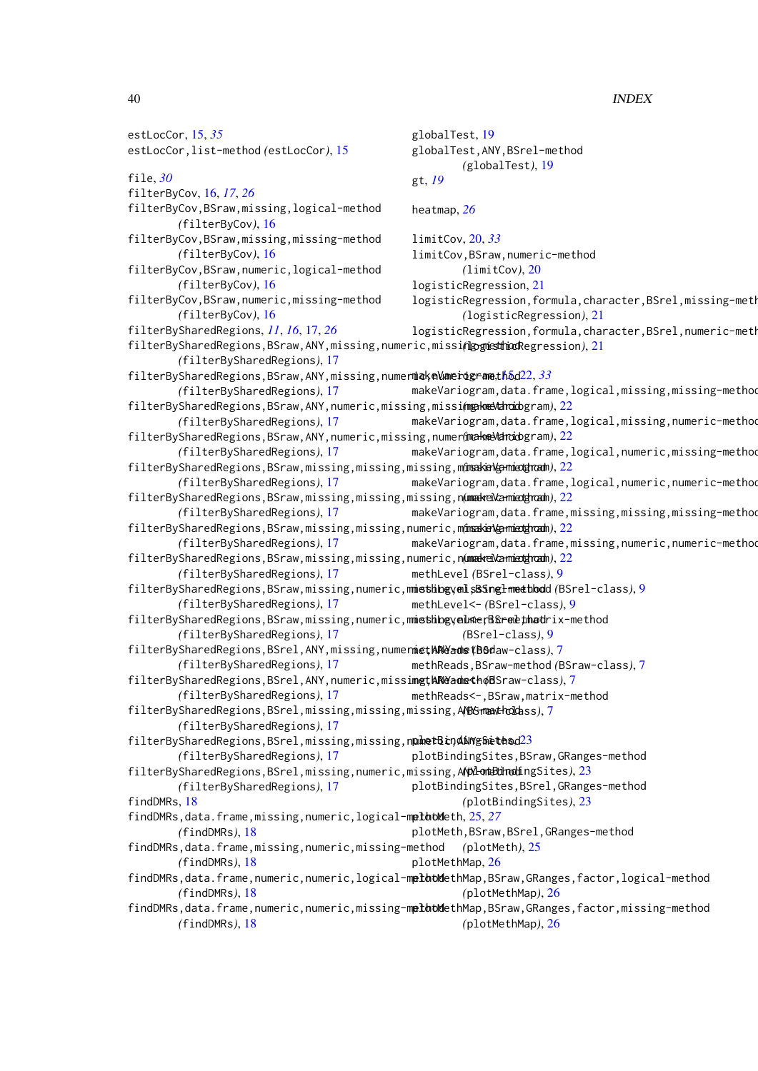estLocCor, 15, *35*
estLocCor,list-method *(estLocCor)*, 15

file, *30*
filterByCov, 16, *17*, *26*
filterByCov,BSraw,missing,logical-method *(filterByCov)*, 16
filterByCov,BSraw,missing,missing-method *(filterByCov)*, 16
filterByCov,BSraw,numeric,logical-method *(filterByCov)*, 16
filterByCov,BSraw,numeric,missing-method *(filterByCov)*, 16
filterBySharedRegions, *11*, *16*, 17, *26*
filterBySharedRegions,BSraw,ANY,missing,numeric,missing-method *(filterBySharedRegions)*, 17
filterBySharedRegions,BSraw,ANY,missing,numeric,numeric-method *(filterBySharedRegions)*, 17
filterBySharedRegions,BSraw,ANY,numeric,missing,missing-method *(filterBySharedRegions)*, 17
filterBySharedRegions,BSraw,ANY,numeric,missing,numeric-method *(filterBySharedRegions)*, 17
filterBySharedRegions,BSraw,missing,missing,missing,missing-method *(filterBySharedRegions)*, 17
filterBySharedRegions,BSraw,missing,missing,missing,numeric-method *(filterBySharedRegions)*, 17
filterBySharedRegions,BSraw,missing,missing,numeric,missing-method *(filterBySharedRegions)*, 17
filterBySharedRegions,BSraw,missing,missing,numeric,numeric-method *(filterBySharedRegions)*, 17
filterBySharedRegions,BSraw,missing,numeric,missing,missing-method *(filterBySharedRegions)*, 17
filterBySharedRegions,BSraw,missing,numeric,missing,numeric-method *(filterBySharedRegions)*, 17
filterBySharedRegions,BSrel,ANY,missing,numeric,ANY-method *(filterBySharedRegions)*, 17
filterBySharedRegions,BSrel,ANY,numeric,missing,ANY-method *(filterBySharedRegions)*, 17
filterBySharedRegions,BSrel,missing,missing,missing,ANY-method *(filterBySharedRegions)*, 17
filterBySharedRegions,BSrel,missing,missing,numeric,ANY-method *(filterBySharedRegions)*, 17
filterBySharedRegions,BSrel,missing,numeric,missing,ANY-method *(filterBySharedRegions)*, 17
findDMRs, 18
findDMRs,data.frame,missing,numeric,logical-method *(findDMRs)*, 18
findDMRs,data.frame,missing,numeric,missing-method *(findDMRs)*, 18
findDMRs,data.frame,numeric,numeric,logical-method *(findDMRs)*, 18
findDMRs,data.frame,numeric,numeric,missing-method *(findDMRs)*, 18

globalTest, 19
globalTest,ANY,BSrel-method *(globalTest)*, 19
gt, *19*

heatmap, *26*

limitCov, 20, *33*
limitCov,BSraw,numeric-method *(limitCov)*, 20
logisticRegression, 21
logisticRegression,formula,character,BSrel,missing-method *(logisticRegression)*, 21
logisticRegression,formula,character,BSrel,numeric-method *(logisticRegression)*, 21

makeVariogram, *15*, 22, *33*
makeVariogram,data.frame,logical,missing,missing-method *(makeVariogram)*, 22
makeVariogram,data.frame,logical,missing,numeric-method *(makeVariogram)*, 22
makeVariogram,data.frame,logical,numeric,missing-method *(makeVariogram)*, 22
makeVariogram,data.frame,logical,numeric,numeric-method *(makeVariogram)*, 22
makeVariogram,data.frame,missing,missing,missing-method *(makeVariogram)*, 22
makeVariogram,data.frame,missing,numeric,numeric-method *(makeVariogram)*, 22
methLevel *(BSrel-class)*, 9
methLevel,BSrel-method *(BSrel-class)*, 9
methLevel<- *(BSrel-class)*, 9
methLevel<-,BSrel,matrix-method *(BSrel-class)*, 9
methReads *(BSraw-class)*, 7
methReads,BSraw-method *(BSraw-class)*, 7
methReads<- *(BSraw-class)*, 7
methReads<-,BSraw,matrix-method *(BSraw-class)*, 7

plotBindingSites, 23
plotBindingSites,BSraw,GRanges-method *(plotBindingSites)*, 23
plotBindingSites,BSrel,GRanges-method *(plotBindingSites)*, 23
plotMeth, 25, *27*
plotMeth,BSraw,BSrel,GRanges-method *(plotMeth)*, 25
plotMethMap, 26
plotMethMap,BSraw,GRanges,factor,logical-method *(plotMethMap)*, 26
plotMethMap,BSraw,GRanges,factor,missing-method *(plotMethMap)*, 26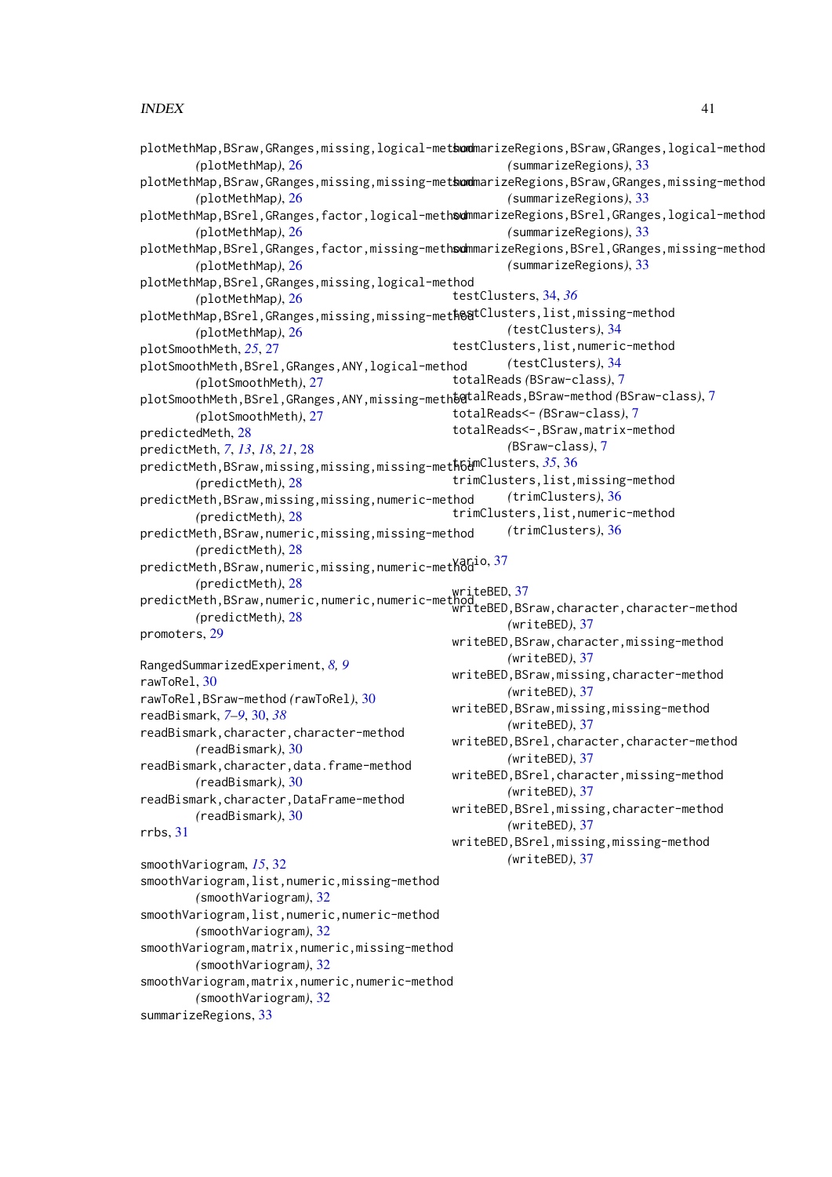plotMethMap,BSraw,GRanges,missing,logical-method
(plotMethMap), 26
plotMethMap,BSraw,GRanges,missing,missing-method
(plotMethMap), 26
plotMethMap,BSrel,GRanges,factor,logical-method
(plotMethMap), 26
plotMethMap,BSrel,GRanges,factor,missing-method
(plotMethMap), 26
plotMethMap,BSrel,GRanges,missing,logical-method
(plotMethMap), 26
plotMethMap,BSrel,GRanges,missing,missing-method
(plotMethMap), 26
plotSmoothMeth, *25*, 27
plotSmoothMeth,BSrel,GRanges,ANY,logical-method
(plotSmoothMeth), 27
plotSmoothMeth,BSrel,GRanges,ANY,missing-method
(plotSmoothMeth), 27
predictedMeth, 28
predictMeth, *7*, *13*, *18*, *21*, 28
predictMeth,BSraw,missing,missing,missing-method
(predictMeth), 28
predictMeth,BSraw,missing,missing,numeric-method
(predictMeth), 28
predictMeth,BSraw,numeric,missing,missing-method
(predictMeth), 28
predictMeth,BSraw,numeric,missing,numeric-method
(predictMeth), 28
predictMeth,BSraw,numeric,numeric,numeric-method
(predictMeth), 28
promoters, 29

RangedSummarizedExperiment, *8, 9*
rawToRel, 30
rawToRel,BSraw-method (rawToRel), 30
readBismark, *7–9*, 30, *38*
readBismark,character,character-method
(readBismark), 30
readBismark,character,data.frame-method
(readBismark), 30
readBismark,character,DataFrame-method
(readBismark), 30
rrbs, 31

smoothVariogram, *15*, 32
smoothVariogram,list,numeric,missing-method
(smoothVariogram), 32
smoothVariogram,list,numeric,numeric-method
(smoothVariogram), 32
smoothVariogram,matrix,numeric,missing-method
(smoothVariogram), 32
smoothVariogram,matrix,numeric,numeric-method
(smoothVariogram), 32
summarizeRegions, 33
summarizeRegions,BSraw,GRanges,logical-method
(summarizeRegions), 33
summarizeRegions,BSraw,GRanges,missing-method
(summarizeRegions), 33
summarizeRegions,BSrel,GRanges,logical-method
(summarizeRegions), 33
summarizeRegions,BSrel,GRanges,missing-method
(summarizeRegions), 33

testClusters, 34, *36*
testClusters,list,missing-method
(testClusters), 34
testClusters,list,numeric-method
(testClusters), 34
totalReads (BSraw-class), 7
totalReads,BSraw-method (BSraw-class), 7
totalReads<- (BSraw-class), 7
totalReads<-,BSraw,matrix-method
(BSraw-class), 7
trimClusters, *35*, 36
trimClusters,list,missing-method
(trimClusters), 36
trimClusters,list,numeric-method
(trimClusters), 36

vario, 37

writeBED, 37
writeBED,BSraw,character,character-method
(writeBED), 37
writeBED,BSraw,character,missing-method
(writeBED), 37
writeBED,BSraw,missing,character-method
(writeBED), 37
writeBED,BSraw,missing,missing-method
(writeBED), 37
writeBED,BSrel,character,character-method
(writeBED), 37
writeBED,BSrel,character,missing-method
(writeBED), 37
writeBED,BSrel,missing,character-method
(writeBED), 37
writeBED,BSrel,missing,missing-method
(writeBED), 37